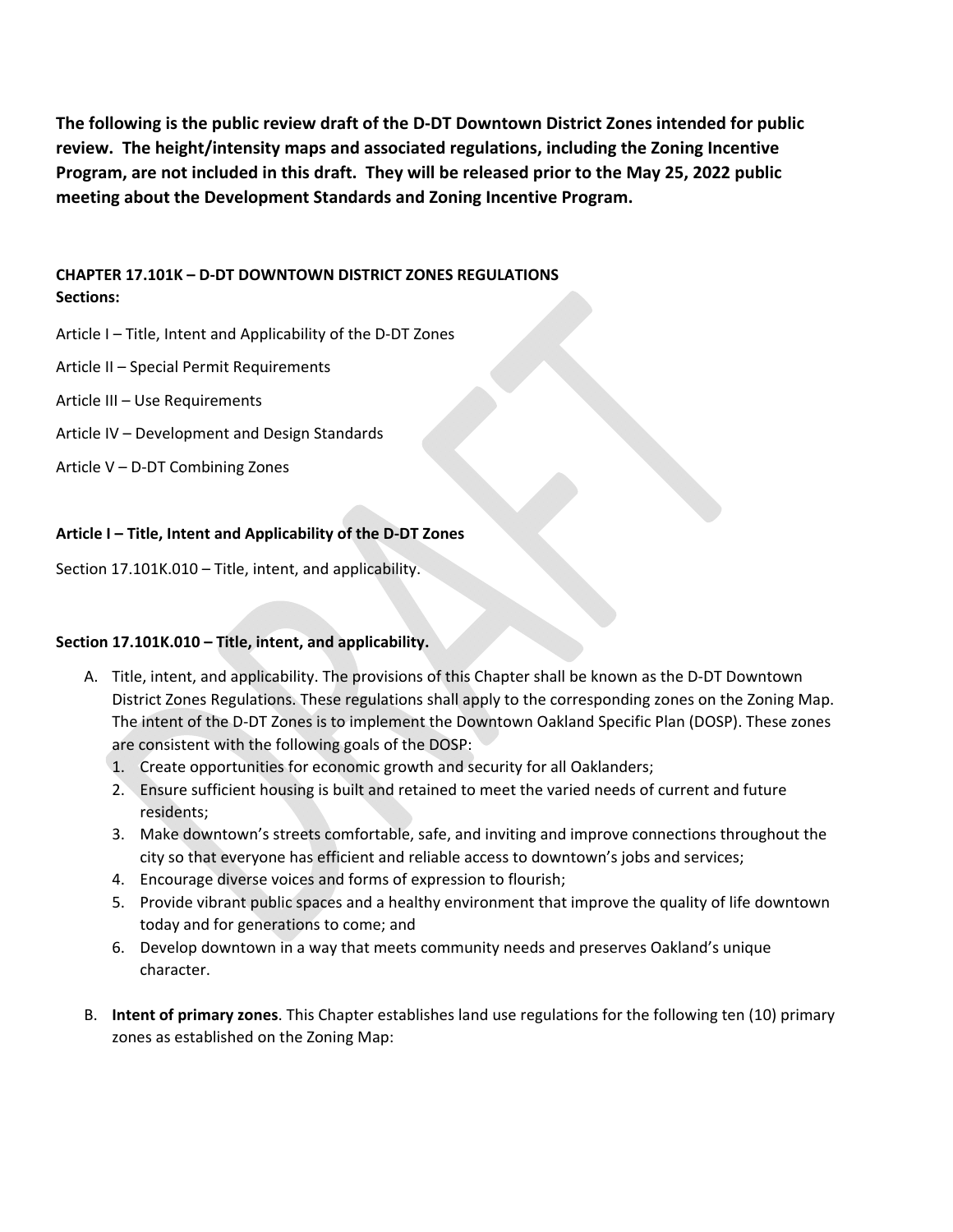**The following is the public review draft of the D-DT Downtown District Zones intended for public review. The height/intensity maps and associated regulations, including the Zoning Incentive Program, are not included in this draft. They will be released prior to the May 25, 2022 public meeting about the Development Standards and Zoning Incentive Program.**

**CHAPTER 17.101K – D-DT DOWNTOWN DISTRICT ZONES REGULATIONS**
**Sections:**

Article I – Title, Intent and Applicability of the D-DT Zones

Article II – Special Permit Requirements

Article III – Use Requirements

Article IV – Development and Design Standards

Article V – D-DT Combining Zones

**Article I – Title, Intent and Applicability of the D-DT Zones**

Section 17.101K.010 – Title, intent, and applicability.

**Section 17.101K.010 – Title, intent, and applicability.**

A. Title, intent, and applicability. The provisions of this Chapter shall be known as the D-DT Downtown District Zones Regulations. These regulations shall apply to the corresponding zones on the Zoning Map. The intent of the D-DT Zones is to implement the Downtown Oakland Specific Plan (DOSP). These zones are consistent with the following goals of the DOSP:
   1. Create opportunities for economic growth and security for all Oaklanders;
   2. Ensure sufficient housing is built and retained to meet the varied needs of current and future residents;
   3. Make downtown's streets comfortable, safe, and inviting and improve connections throughout the city so that everyone has efficient and reliable access to downtown's jobs and services;
   4. Encourage diverse voices and forms of expression to flourish;
   5. Provide vibrant public spaces and a healthy environment that improve the quality of life downtown today and for generations to come; and
   6. Develop downtown in a way that meets community needs and preserves Oakland's unique character.

B. **Intent of primary zones**. This Chapter establishes land use regulations for the following ten (10) primary zones as established on the Zoning Map: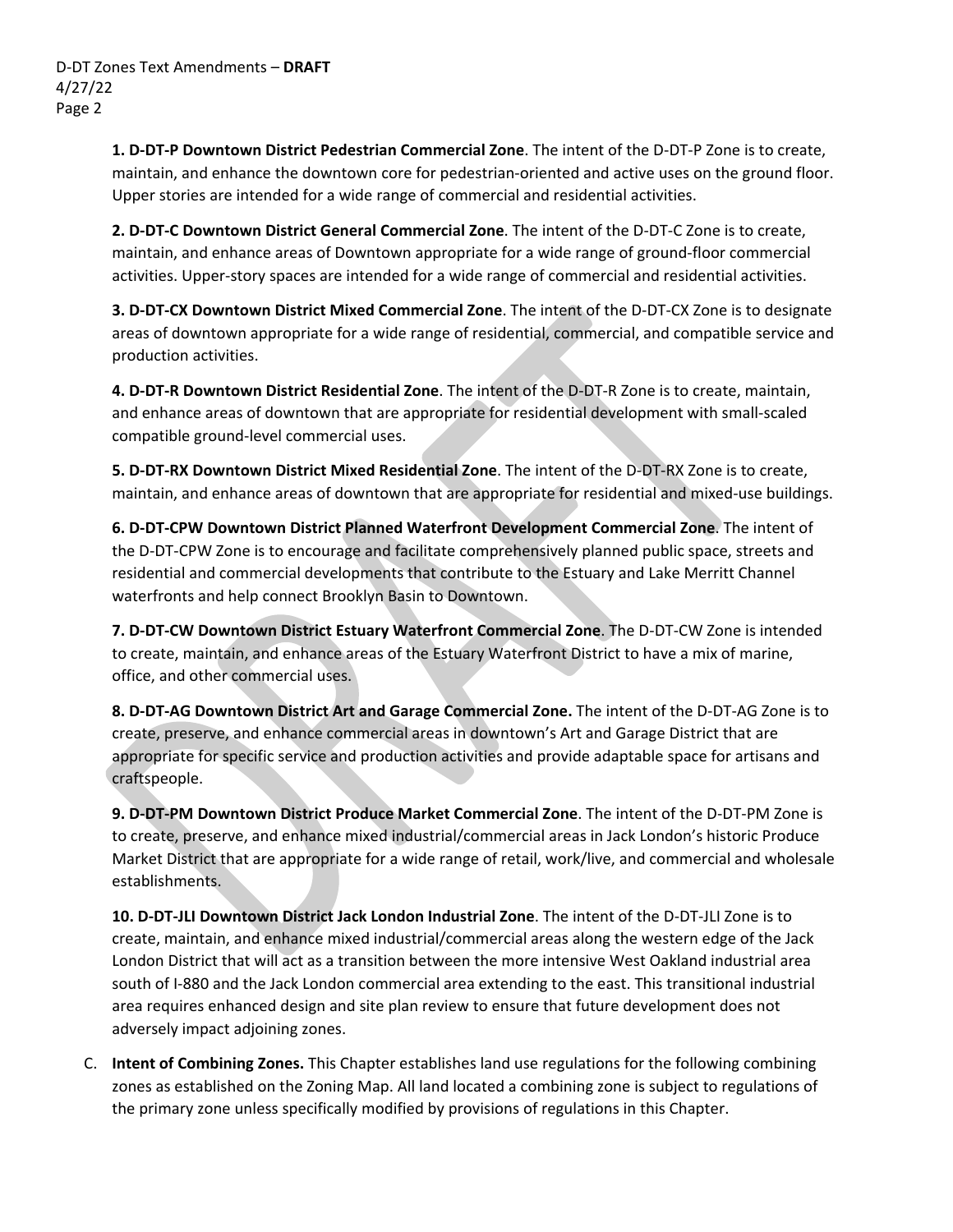**1. D-DT-P Downtown District Pedestrian Commercial Zone**. The intent of the D-DT-P Zone is to create, maintain, and enhance the downtown core for pedestrian-oriented and active uses on the ground floor. Upper stories are intended for a wide range of commercial and residential activities.

**2. D-DT-C Downtown District General Commercial Zone**. The intent of the D-DT-C Zone is to create, maintain, and enhance areas of Downtown appropriate for a wide range of ground-floor commercial activities. Upper-story spaces are intended for a wide range of commercial and residential activities.

**3. D-DT-CX Downtown District Mixed Commercial Zone**. The intent of the D-DT-CX Zone is to designate areas of downtown appropriate for a wide range of residential, commercial, and compatible service and production activities.

**4. D-DT-R Downtown District Residential Zone**. The intent of the D-DT-R Zone is to create, maintain, and enhance areas of downtown that are appropriate for residential development with small-scaled compatible ground-level commercial uses.

**5. D-DT-RX Downtown District Mixed Residential Zone**. The intent of the D-DT-RX Zone is to create, maintain, and enhance areas of downtown that are appropriate for residential and mixed-use buildings.

**6. D-DT-CPW Downtown District Planned Waterfront Development Commercial Zone**. The intent of the D-DT-CPW Zone is to encourage and facilitate comprehensively planned public space, streets and residential and commercial developments that contribute to the Estuary and Lake Merritt Channel waterfronts and help connect Brooklyn Basin to Downtown.

**7. D-DT-CW Downtown District Estuary Waterfront Commercial Zone**. The D-DT-CW Zone is intended to create, maintain, and enhance areas of the Estuary Waterfront District to have a mix of marine, office, and other commercial uses.

**8. D-DT-AG Downtown District Art and Garage Commercial Zone.** The intent of the D-DT-AG Zone is to create, preserve, and enhance commercial areas in downtown's Art and Garage District that are appropriate for specific service and production activities and provide adaptable space for artisans and craftspeople.

**9. D-DT-PM Downtown District Produce Market Commercial Zone**. The intent of the D-DT-PM Zone is to create, preserve, and enhance mixed industrial/commercial areas in Jack London's historic Produce Market District that are appropriate for a wide range of retail, work/live, and commercial and wholesale establishments.

**10. D-DT-JLI Downtown District Jack London Industrial Zone**. The intent of the D-DT-JLI Zone is to create, maintain, and enhance mixed industrial/commercial areas along the western edge of the Jack London District that will act as a transition between the more intensive West Oakland industrial area south of I-880 and the Jack London commercial area extending to the east. This transitional industrial area requires enhanced design and site plan review to ensure that future development does not adversely impact adjoining zones.

C. **Intent of Combining Zones.** This Chapter establishes land use regulations for the following combining zones as established on the Zoning Map. All land located a combining zone is subject to regulations of the primary zone unless specifically modified by provisions of regulations in this Chapter.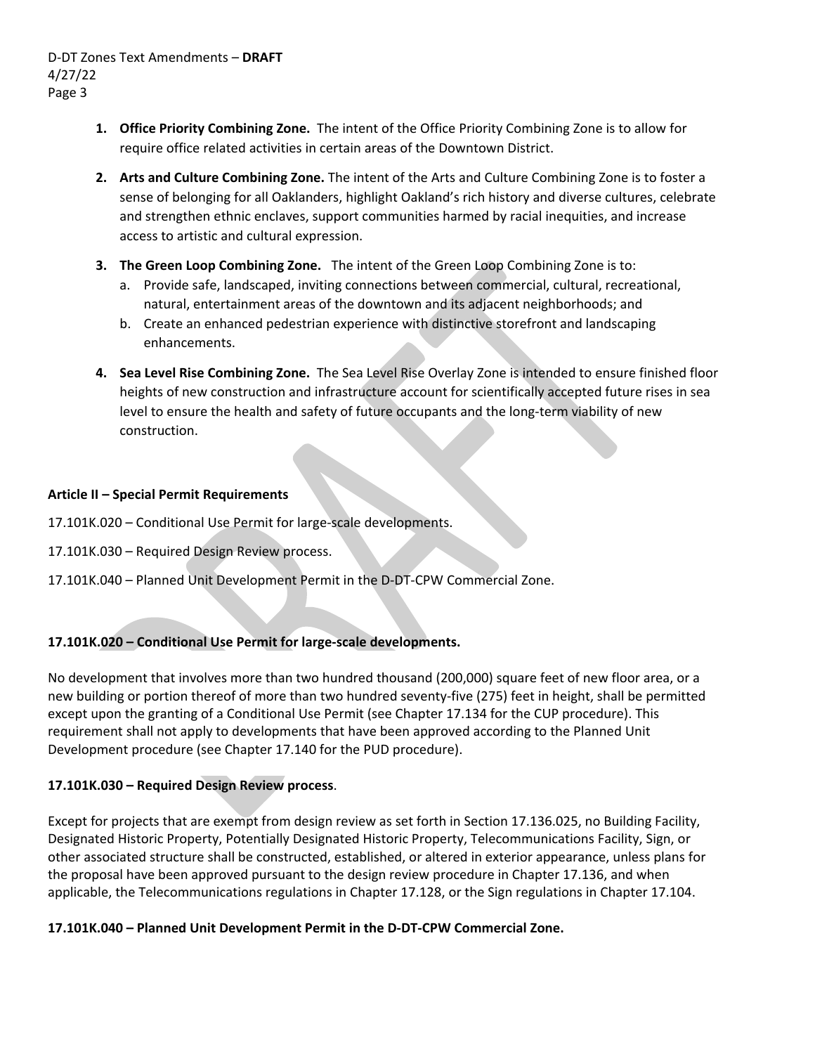1. **Office Priority Combining Zone.** The intent of the Office Priority Combining Zone is to allow for require office related activities in certain areas of the Downtown District.

2. **Arts and Culture Combining Zone.** The intent of the Arts and Culture Combining Zone is to foster a sense of belonging for all Oaklanders, highlight Oakland's rich history and diverse cultures, celebrate and strengthen ethnic enclaves, support communities harmed by racial inequities, and increase access to artistic and cultural expression.

3. **The Green Loop Combining Zone.** The intent of the Green Loop Combining Zone is to:
   a. Provide safe, landscaped, inviting connections between commercial, cultural, recreational, natural, entertainment areas of the downtown and its adjacent neighborhoods; and
   b. Create an enhanced pedestrian experience with distinctive storefront and landscaping enhancements.

4. **Sea Level Rise Combining Zone.** The Sea Level Rise Overlay Zone is intended to ensure finished floor heights of new construction and infrastructure account for scientifically accepted future rises in sea level to ensure the health and safety of future occupants and the long-term viability of new construction.

**Article II – Special Permit Requirements**

17.101K.020 – Conditional Use Permit for large-scale developments.

17.101K.030 – Required Design Review process.

17.101K.040 – Planned Unit Development Permit in the D-DT-CPW Commercial Zone.

**17.101K.020 – Conditional Use Permit for large-scale developments.**

No development that involves more than two hundred thousand (200,000) square feet of new floor area, or a new building or portion thereof of more than two hundred seventy-five (275) feet in height, shall be permitted except upon the granting of a Conditional Use Permit (see Chapter 17.134 for the CUP procedure). This requirement shall not apply to developments that have been approved according to the Planned Unit Development procedure (see Chapter 17.140 for the PUD procedure).

**17.101K.030 – Required Design Review process**.

Except for projects that are exempt from design review as set forth in Section 17.136.025, no Building Facility, Designated Historic Property, Potentially Designated Historic Property, Telecommunications Facility, Sign, or other associated structure shall be constructed, established, or altered in exterior appearance, unless plans for the proposal have been approved pursuant to the design review procedure in Chapter 17.136, and when applicable, the Telecommunications regulations in Chapter 17.128, or the Sign regulations in Chapter 17.104.

**17.101K.040 – Planned Unit Development Permit in the D-DT-CPW Commercial Zone.**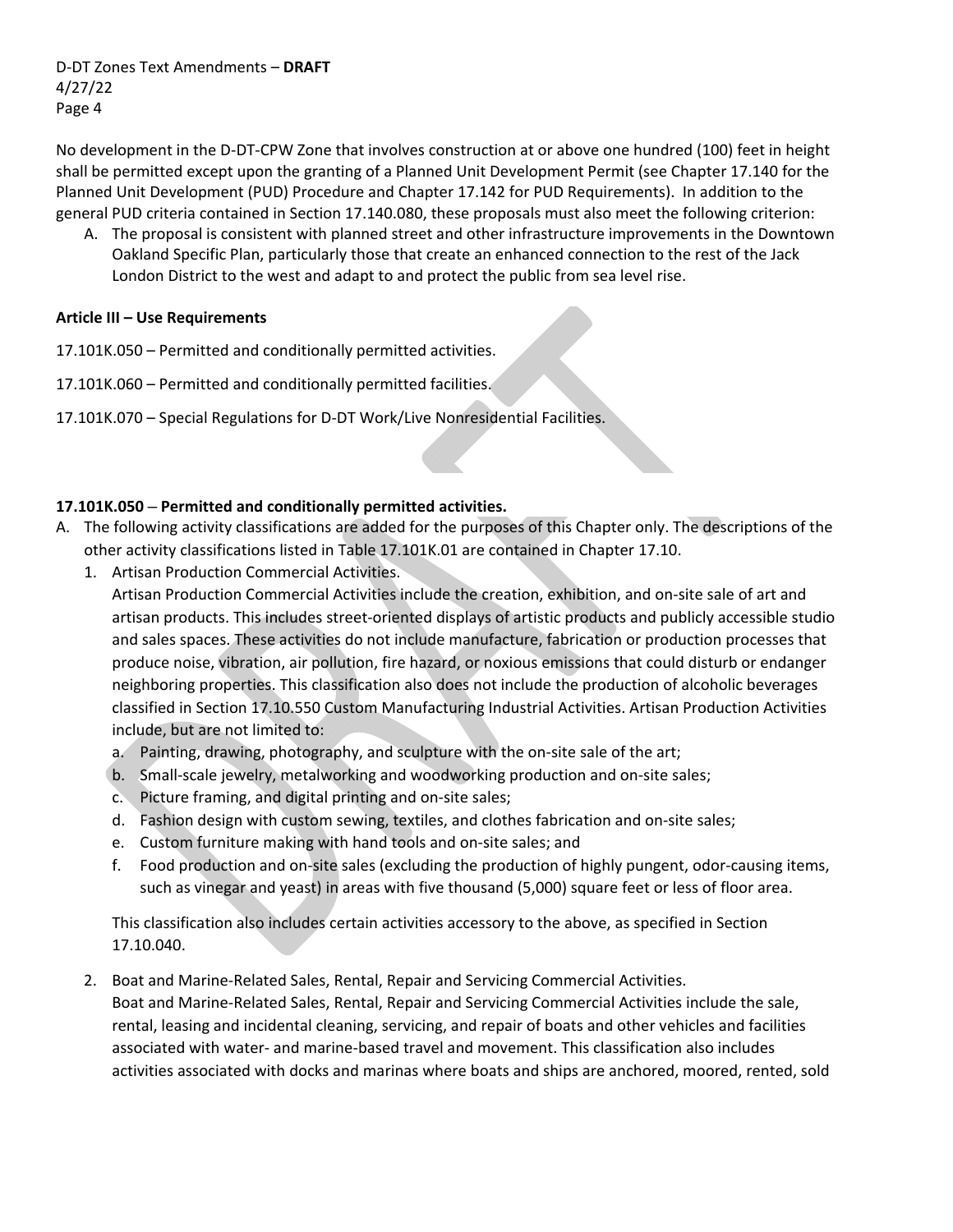No development in the D-DT-CPW Zone that involves construction at or above one hundred (100) feet in height shall be permitted except upon the granting of a Planned Unit Development Permit (see Chapter 17.140 for the Planned Unit Development (PUD) Procedure and Chapter 17.142 for PUD Requirements). In addition to the general PUD criteria contained in Section 17.140.080, these proposals must also meet the following criterion:

A. The proposal is consistent with planned street and other infrastructure improvements in the Downtown Oakland Specific Plan, particularly those that create an enhanced connection to the rest of the Jack London District to the west and adapt to and protect the public from sea level rise.

**Article III – Use Requirements**

17.101K.050 – Permitted and conditionally permitted activities.

17.101K.060 – Permitted and conditionally permitted facilities.

17.101K.070 – Special Regulations for D-DT Work/Live Nonresidential Facilities.

**17.101K.050 – Permitted and conditionally permitted activities.**

A. The following activity classifications are added for the purposes of this Chapter only. The descriptions of the other activity classifications listed in Table 17.101K.01 are contained in Chapter 17.10.

1. Artisan Production Commercial Activities.

   Artisan Production Commercial Activities include the creation, exhibition, and on-site sale of art and artisan products. This includes street-oriented displays of artistic products and publicly accessible studio and sales spaces. These activities do not include manufacture, fabrication or production processes that produce noise, vibration, air pollution, fire hazard, or noxious emissions that could disturb or endanger neighboring properties. This classification also does not include the production of alcoholic beverages classified in Section 17.10.550 Custom Manufacturing Industrial Activities. Artisan Production Activities include, but are not limited to:

   a. Painting, drawing, photography, and sculpture with the on-site sale of the art;
   b. Small-scale jewelry, metalworking and woodworking production and on-site sales;
   c. Picture framing, and digital printing and on-site sales;
   d. Fashion design with custom sewing, textiles, and clothes fabrication and on-site sales;
   e. Custom furniture making with hand tools and on-site sales; and
   f. Food production and on-site sales (excluding the production of highly pungent, odor-causing items, such as vinegar and yeast) in areas with five thousand (5,000) square feet or less of floor area.

   This classification also includes certain activities accessory to the above, as specified in Section 17.10.040.

2. Boat and Marine-Related Sales, Rental, Repair and Servicing Commercial Activities.

   Boat and Marine-Related Sales, Rental, Repair and Servicing Commercial Activities include the sale, rental, leasing and incidental cleaning, servicing, and repair of boats and other vehicles and facilities associated with water- and marine-based travel and movement. This classification also includes activities associated with docks and marinas where boats and ships are anchored, moored, rented, sold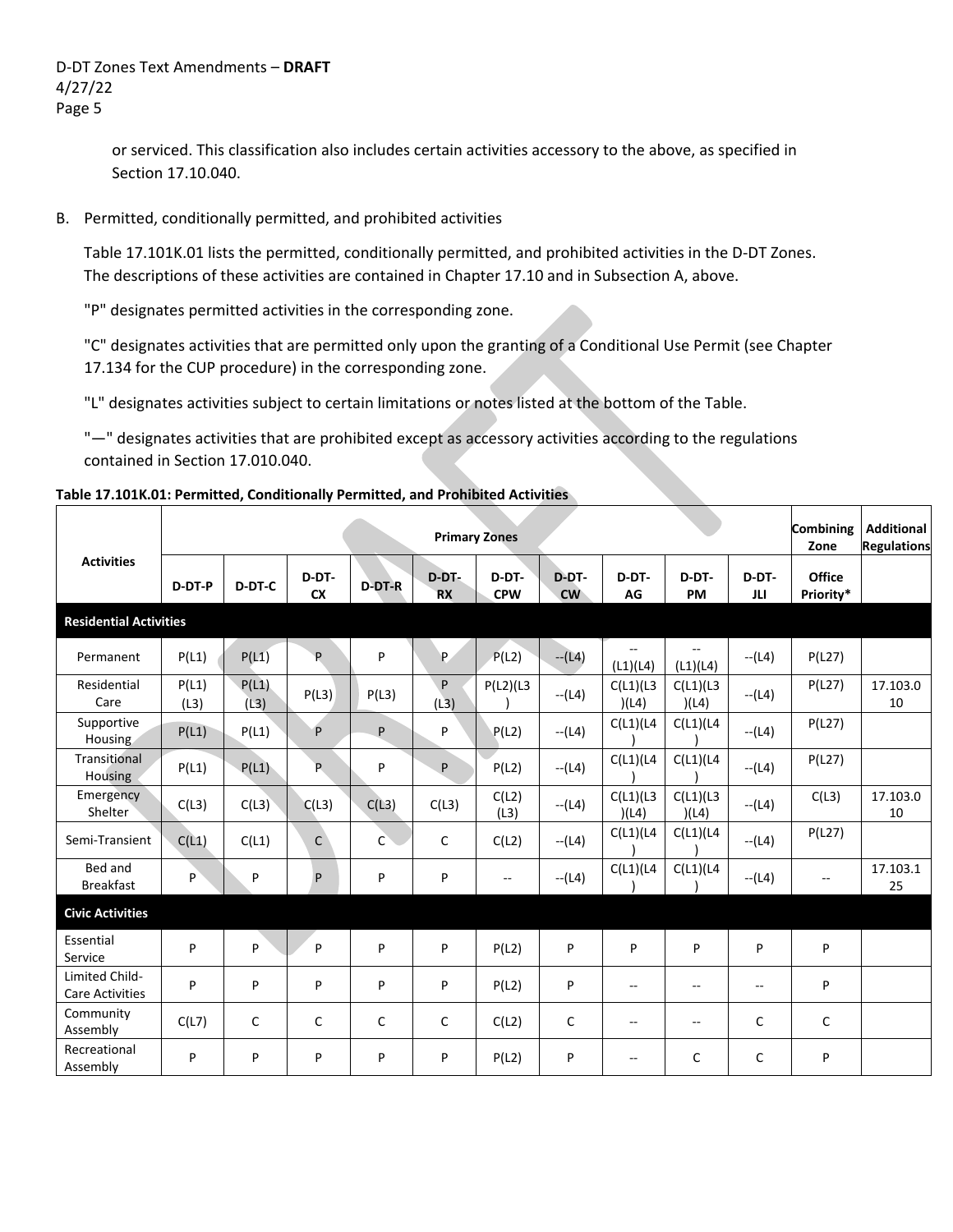or serviced. This classification also includes certain activities accessory to the above, as specified in Section 17.10.040.

B. Permitted, conditionally permitted, and prohibited activities

Table 17.101K.01 lists the permitted, conditionally permitted, and prohibited activities in the D-DT Zones. The descriptions of these activities are contained in Chapter 17.10 and in Subsection A, above.

"P" designates permitted activities in the corresponding zone.

"C" designates activities that are permitted only upon the granting of a Conditional Use Permit (see Chapter 17.134 for the CUP procedure) in the corresponding zone.

"L" designates activities subject to certain limitations or notes listed at the bottom of the Table.

"—" designates activities that are prohibited except as accessory activities according to the regulations contained in Section 17.010.040.

**Table 17.101K.01: Permitted, Conditionally Permitted, and Prohibited Activities**

| Activities | Primary Zones | | | | | | | | | | Combining Zone | Additional Regulations |
|---|---|---|---|---|---|---|---|---|---|---|---|---|
| | D-DT-P | D-DT-C | D-DT-CX | D-DT-R | D-DT-RX | D-DT-CPW | D-DT-CW | D-DT-AG | D-DT-PM | D-DT-JLI | Office Priority* | |
| **Residential Activities** | | | | | | | | | | | | |
| Permanent | P(L1) | P(L1) | P | P | P | P(L2) | --(L4) | --(L1)(L4) | --(L1)(L4) | --(L4) | P(L27) | |
| Residential Care | P(L1)(L3) | P(L1)(L3) | P(L3) | P(L3) | P(L3) | P(L2)(L3) | --(L4) | C(L1)(L3)(L4) | C(L1)(L3)(L4) | --(L4) | P(L27) | 17.103.010 |
| Supportive Housing | P(L1) | P(L1) | P | P | P | P(L2) | --(L4) | C(L1)(L4) | C(L1)(L4) | --(L4) | P(L27) | |
| Transitional Housing | P(L1) | P(L1) | P | P | P | P(L2) | --(L4) | C(L1)(L4) | C(L1)(L4) | --(L4) | P(L27) | |
| Emergency Shelter | C(L3) | C(L3) | C(L3) | C(L3) | C(L3) | C(L2)(L3) | --(L4) | C(L1)(L3)(L4) | C(L1)(L3)(L4) | --(L4) | C(L3) | 17.103.010 |
| Semi-Transient | C(L1) | C(L1) | C | C | C | C(L2) | --(L4) | C(L1)(L4) | C(L1)(L4) | --(L4) | P(L27) | |
| Bed and Breakfast | P | P | P | P | P | -- | --(L4) | C(L1)(L4) | C(L1)(L4) | --(L4) | -- | 17.103.125 |
| **Civic Activities** | | | | | | | | | | | | |
| Essential Service | P | P | P | P | P | P(L2) | P | P | P | P | P | |
| Limited Child-Care Activities | P | P | P | P | P | P(L2) | P | -- | -- | -- | P | |
| Community Assembly | C(L7) | C | C | C | C | C(L2) | C | -- | -- | C | C | |
| Recreational Assembly | P | P | P | P | P | P(L2) | P | -- | C | C | P | |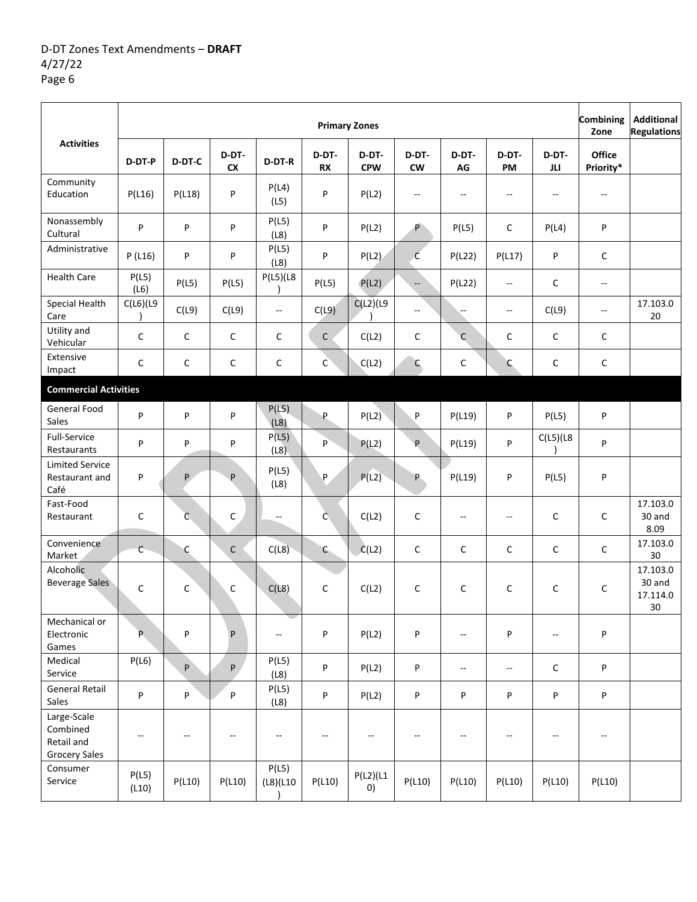| Activities | Primary Zones | | | | | | | | | | Combining Zone | Additional Regulations |
|---|---|---|---|---|---|---|---|---|---|---|---|---|
| | D-DT-P | D-DT-C | D-DT-CX | D-DT-R | D-DT-RX | D-DT-CPW | D-DT-CW | D-DT-AG | D-DT-PM | D-DT-JLI | Office Priority* | |
| Community Education | P(L16) | P(L18) | P | P(L4)(L5) | P | P(L2) | -- | -- | -- | -- | -- | |
| Nonassembly Cultural | P | P | P | P(L5)(L8) | P | P(L2) | P | P(L5) | C | P(L4) | P | |
| Administrative | P (L16) | P | P | P(L5)(L8) | P | P(L2) | C | P(L22) | P(L17) | P | C | |
| Health Care | P(L5)(L6) | P(L5) | P(L5) | P(L5)(L8) | P(L5) | P(L2) | -- | P(L22) | -- | C | -- | |
| Special Health Care | C(L6)(L9) | C(L9) | C(L9) | -- | C(L9) | C(L2)(L9) | -- | -- | -- | C(L9) | -- | 17.103.020 |
| Utility and Vehicular | C | C | C | C | C | C(L2) | C | C | C | C | C | |
| Extensive Impact | C | C | C | C | C | C(L2) | C | C | C | C | C | |
| **Commercial Activities** | | | | | | | | | | | | |
| General Food Sales | P | P | P | P(L5)(L8) | P | P(L2) | P | P(L19) | P | P(L5) | P | |
| Full-Service Restaurants | P | P | P | P(L5)(L8) | P | P(L2) | P | P(L19) | P | C(L5)(L8) | P | |
| Limited Service Restaurant and Café | P | P | P | P(L5)(L8) | P | P(L2) | P | P(L19) | P | P(L5) | P | |
| Fast-Food Restaurant | C | C | C | -- | C | C(L2) | C | -- | -- | C | C | 17.103.030 and 8.09 |
| Convenience Market | C | C | C | C(L8) | C | C(L2) | C | C | C | C | C | 17.103.030 |
| Alcoholic Beverage Sales | C | C | C | C(L8) | C | C(L2) | C | C | C | C | C | 17.103.030 and 17.114.030 |
| Mechanical or Electronic Games | P | P | P | -- | P | P(L2) | P | -- | P | -- | P | |
| Medical Service | P(L6) | P | P | P(L5)(L8) | P | P(L2) | P | -- | -- | C | P | |
| General Retail Sales | P | P | P | P(L5)(L8) | P | P(L2) | P | P | P | P | P | |
| Large-Scale Combined Retail and Grocery Sales | -- | -- | -- | -- | -- | -- | -- | -- | -- | -- | -- | |
| Consumer Service | P(L5)(L10) | P(L10) | P(L10) | P(L5)(L8)(L10) | P(L10) | P(L2)(L10) | P(L10) | P(L10) | P(L10) | P(L10) | P(L10) | |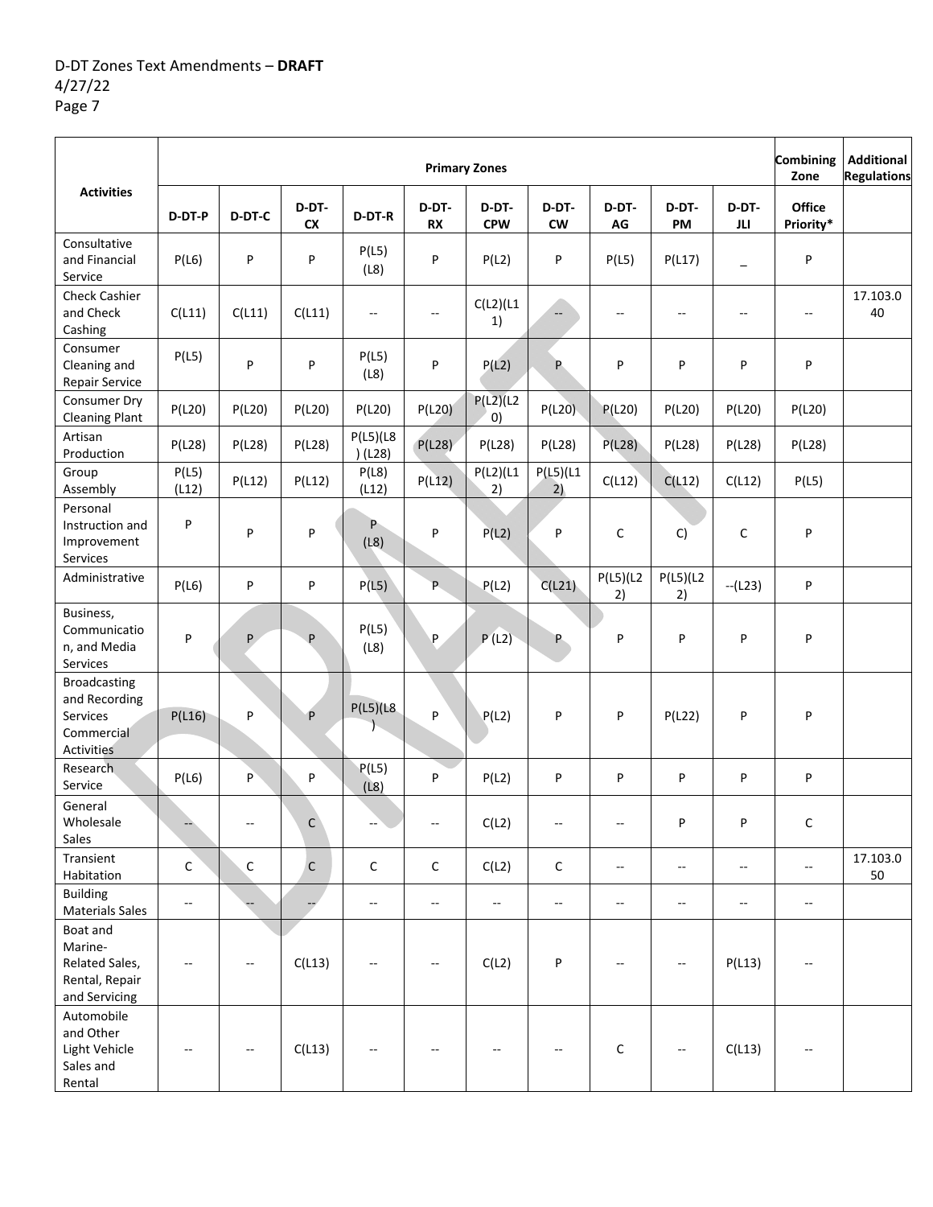| Activities | Primary Zones | | | | | | | | | | Combining Zone | Additional Regulations |
|---|---|---|---|---|---|---|---|---|---|---|---|---|
| | D-DT-P | D-DT-C | D-DT-CX | D-DT-R | D-DT-RX | D-DT-CPW | D-DT-CW | D-DT-AG | D-DT-PM | D-DT-JLI | Office Priority* | |
| Consultative and Financial Service | P(L6) | P | P | P(L5)(L8) | P | P(L2) | P | P(L5) | P(L17) | _ | P | |
| Check Cashier and Check Cashing | C(L11) | C(L11) | C(L11) | -- | -- | C(L2)(L11) | -- | -- | -- | -- | -- | 17.103.040 |
| Consumer Cleaning and Repair Service | P(L5) | P | P | P(L5)(L8) | P | P(L2) | P | P | P | P | P | |
| Consumer Dry Cleaning Plant | P(L20) | P(L20) | P(L20) | P(L20) | P(L20) | P(L2)(L20) | P(L20) | P(L20) | P(L20) | P(L20) | P(L20) | |
| Artisan Production | P(L28) | P(L28) | P(L28) | P(L5)(L8)(L28) | P(L28) | P(L28) | P(L28) | P(L28) | P(L28) | P(L28) | P(L28) | |
| Group Assembly | P(L5)(L12) | P(L12) | P(L12) | P(L8)(L12) | P(L12) | P(L2)(L12) | P(L5)(L12) | C(L12) | C(L12) | C(L12) | P(L5) | |
| Personal Instruction and Improvement Services | P | P | P | P(L8) | P | P(L2) | P | C | C) | C | P | |
| Administrative | P(L6) | P | P | P(L5) | P | P(L2) | C(L21) | P(L5)(L22) | P(L5)(L22) | --(L23) | P | |
| Business, Communication, and Media Services | P | P | P | P(L5)(L8) | P | P (L2) | P | P | P | P | P | |
| Broadcasting and Recording Services Commercial Activities | P(L16) | P | P | P(L5)(L8) | P | P(L2) | P | P | P(L22) | P | P | |
| Research Service | P(L6) | P | P | P(L5)(L8) | P | P(L2) | P | P | P | P | P | |
| General Wholesale Sales | -- | -- | C | -- | -- | C(L2) | -- | -- | P | P | C | |
| Transient Habitation | C | C | C | C | C | C(L2) | C | -- | -- | -- | -- | 17.103.050 |
| Building Materials Sales | -- | -- | -- | -- | -- | -- | -- | -- | -- | -- | -- | |
| Boat and Marine-Related Sales, Rental, Repair and Servicing | -- | -- | C(L13) | -- | -- | C(L2) | P | -- | -- | P(L13) | -- | |
| Automobile and Other Light Vehicle Sales and Rental | -- | -- | C(L13) | -- | -- | -- | -- | C | -- | C(L13) | -- | |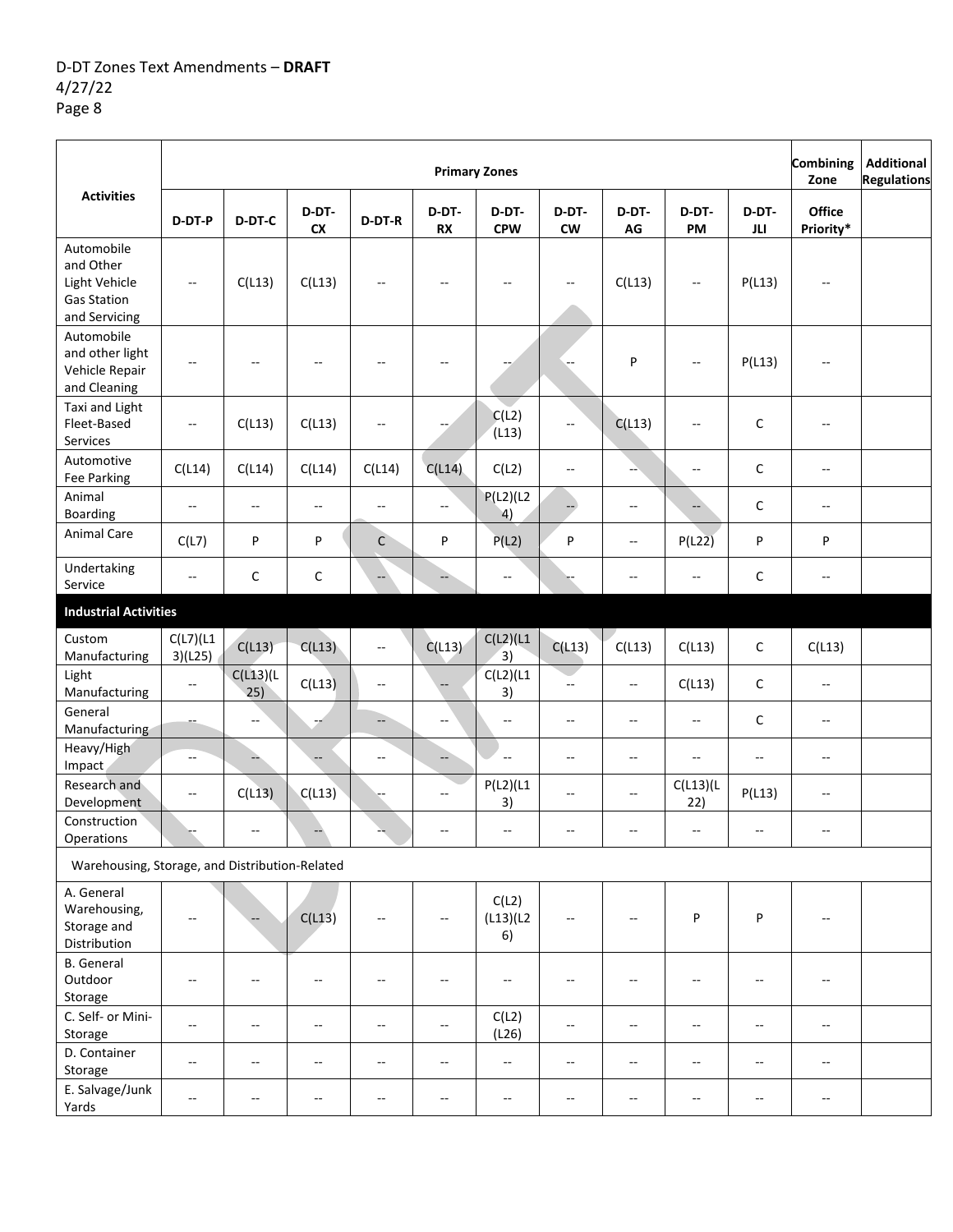| Activities | Primary Zones | | | | | | | | | | Combining Zone | Additional Regulations |
|---|---|---|---|---|---|---|---|---|---|---|---|---|
| | D-DT-P | D-DT-C | D-DT-CX | D-DT-R | D-DT-RX | D-DT-CPW | D-DT-CW | D-DT-AG | D-DT-PM | D-DT-JLI | Office Priority* | |
| Automobile and Other Light Vehicle Gas Station and Servicing | -- | C(L13) | C(L13) | -- | -- | -- | -- | C(L13) | -- | P(L13) | -- | |
| Automobile and other light Vehicle Repair and Cleaning | -- | -- | -- | -- | -- | -- | -- | P | -- | P(L13) | -- | |
| Taxi and Light Fleet-Based Services | -- | C(L13) | C(L13) | -- | -- | C(L2)(L13) | -- | C(L13) | -- | C | -- | |
| Automotive Fee Parking | C(L14) | C(L14) | C(L14) | C(L14) | C(L14) | C(L2) | -- | -- | -- | C | -- | |
| Animal Boarding | -- | -- | -- | -- | -- | P(L2)(L24) | -- | -- | -- | C | -- | |
| Animal Care | C(L7) | P | P | C | P | P(L2) | P | -- | P(L22) | P | P | |
| Undertaking Service | -- | C | C | -- | -- | -- | -- | -- | -- | C | -- | |
| **Industrial Activities** | | | | | | | | | | | | |
| Custom Manufacturing | C(L7)(L13)(L25) | C(L13) | C(L13) | -- | C(L13) | C(L2)(L13) | C(L13) | C(L13) | C(L13) | C | C(L13) | |
| Light Manufacturing | -- | C(L13)(L25) | C(L13) | -- | -- | C(L2)(L13) | -- | -- | C(L13) | C | -- | |
| General Manufacturing | -- | -- | -- | -- | -- | -- | -- | -- | -- | C | -- | |
| Heavy/High Impact | -- | -- | -- | -- | -- | -- | -- | -- | -- | -- | -- | |
| Research and Development | -- | C(L13) | C(L13) | -- | -- | P(L2)(L13) | -- | -- | C(L13)(L22) | P(L13) | -- | |
| Construction Operations | -- | -- | -- | -- | -- | -- | -- | -- | -- | -- | -- | |
| Warehousing, Storage, and Distribution-Related | | | | | | | | | | | | |
| A. General Warehousing, Storage and Distribution | -- | -- | C(L13) | -- | -- | C(L2)(L13)(L26) | -- | -- | P | P | -- | |
| B. General Outdoor Storage | -- | -- | -- | -- | -- | -- | -- | -- | -- | -- | -- | |
| C. Self- or Mini-Storage | -- | -- | -- | -- | -- | C(L2)(L26) | -- | -- | -- | -- | -- | |
| D. Container Storage | -- | -- | -- | -- | -- | -- | -- | -- | -- | -- | -- | |
| E. Salvage/Junk Yards | -- | -- | -- | -- | -- | -- | -- | -- | -- | -- | -- | |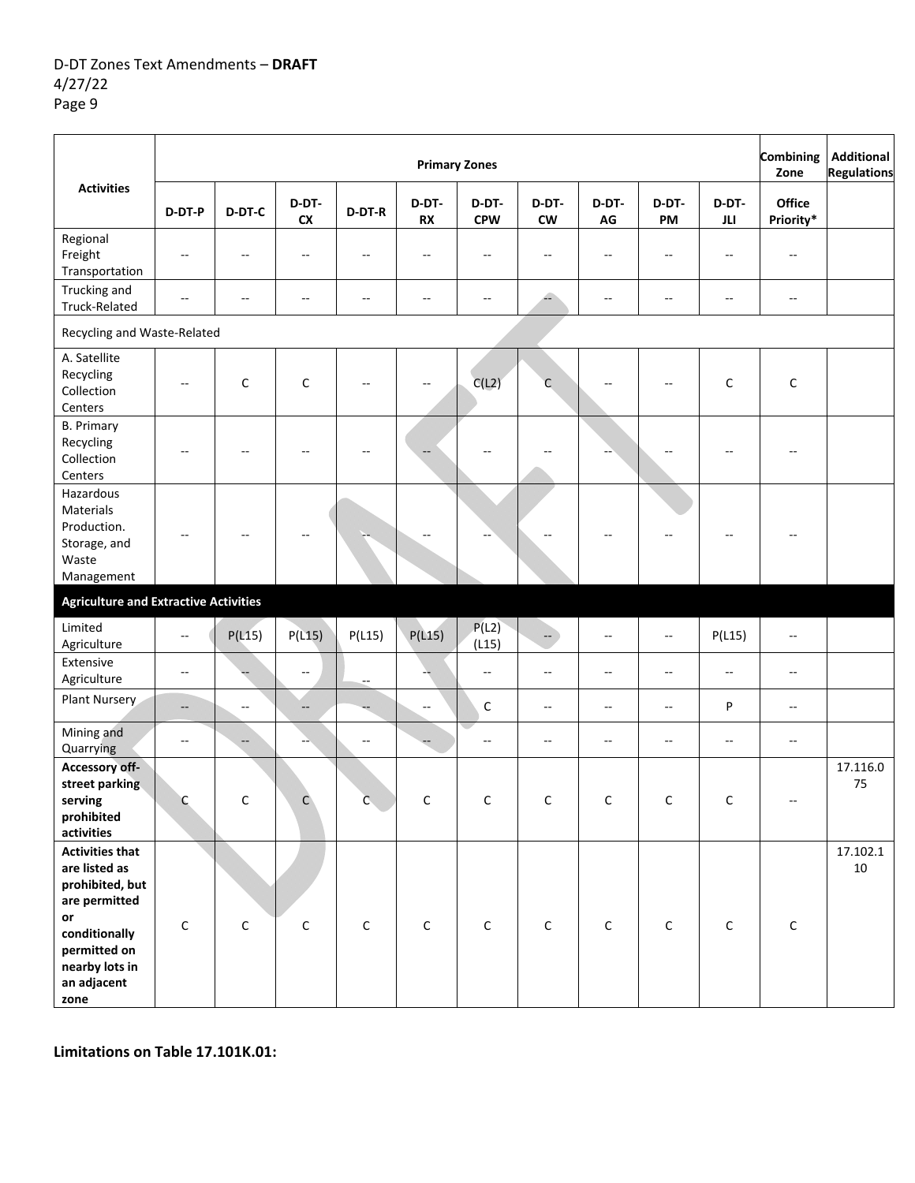| Activities | Primary Zones | | | | | | | | | | Combining Zone | Additional Regulations |
|---|---|---|---|---|---|---|---|---|---|---|---|---|
| | D-DT-P | D-DT-C | D-DT-CX | D-DT-R | D-DT-RX | D-DT-CPW | D-DT-CW | D-DT-AG | D-DT-PM | D-DT-JLI | Office Priority* | |
| Regional Freight Transportation | -- | -- | -- | -- | -- | -- | -- | -- | -- | -- | -- | |
| Trucking and Truck-Related | -- | -- | -- | -- | -- | -- | -- | -- | -- | -- | -- | |
| Recycling and Waste-Related | | | | | | | | | | | | |
| A. Satellite Recycling Collection Centers | -- | C | C | -- | -- | C(L2) | C | -- | -- | C | C | |
| B. Primary Recycling Collection Centers | -- | -- | -- | -- | -- | -- | -- | -- | -- | -- | -- | |
| Hazardous Materials Production. Storage, and Waste Management | -- | -- | -- | -- | -- | -- | -- | -- | -- | -- | -- | |
| **Agriculture and Extractive Activities** | | | | | | | | | | | | |
| Limited Agriculture | -- | P(L15) | P(L15) | P(L15) | P(L15) | P(L2) (L15) | -- | -- | -- | P(L15) | -- | |
| Extensive Agriculture | -- | -- | -- | -- | -- | -- | -- | -- | -- | -- | -- | |
| Plant Nursery | -- | -- | -- | -- | -- | C | -- | -- | -- | P | -- | |
| Mining and Quarrying | -- | -- | -- | -- | -- | -- | -- | -- | -- | -- | -- | |
| **Accessory off-street parking serving prohibited activities** | C | C | C | C | C | C | C | C | C | C | -- | 17.116.075 |
| **Activities that are listed as prohibited, but are permitted or conditionally permitted on nearby lots in an adjacent zone** | C | C | C | C | C | C | C | C | C | C | C | 17.102.110 |

**Limitations on Table 17.101K.01:**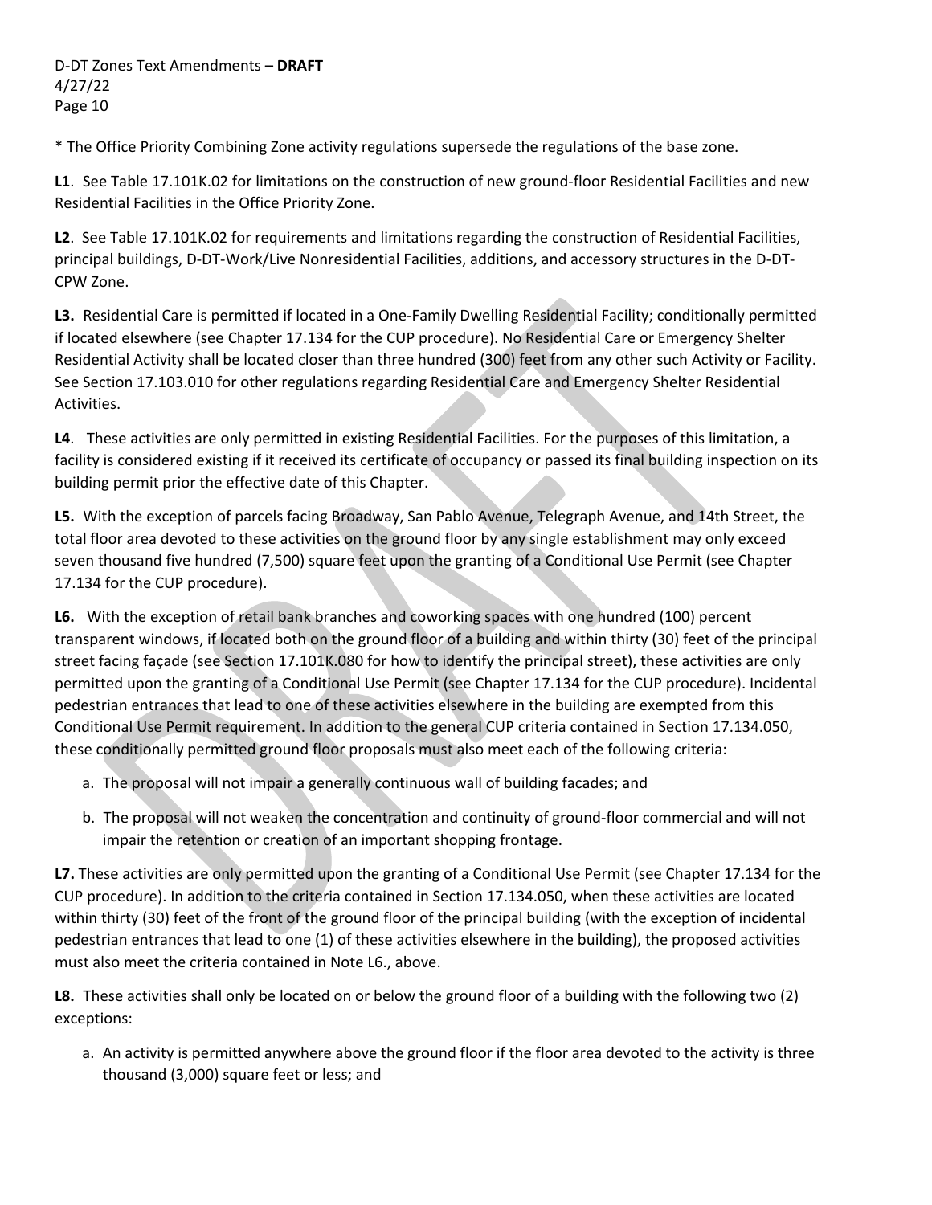* The Office Priority Combining Zone activity regulations supersede the regulations of the base zone.

**L1**. See Table 17.101K.02 for limitations on the construction of new ground-floor Residential Facilities and new Residential Facilities in the Office Priority Zone.

**L2**. See Table 17.101K.02 for requirements and limitations regarding the construction of Residential Facilities, principal buildings, D-DT-Work/Live Nonresidential Facilities, additions, and accessory structures in the D-DT-CPW Zone.

**L3.** Residential Care is permitted if located in a One-Family Dwelling Residential Facility; conditionally permitted if located elsewhere (see Chapter 17.134 for the CUP procedure). No Residential Care or Emergency Shelter Residential Activity shall be located closer than three hundred (300) feet from any other such Activity or Facility. See Section 17.103.010 for other regulations regarding Residential Care and Emergency Shelter Residential Activities.

**L4**. These activities are only permitted in existing Residential Facilities. For the purposes of this limitation, a facility is considered existing if it received its certificate of occupancy or passed its final building inspection on its building permit prior the effective date of this Chapter.

**L5.** With the exception of parcels facing Broadway, San Pablo Avenue, Telegraph Avenue, and 14th Street, the total floor area devoted to these activities on the ground floor by any single establishment may only exceed seven thousand five hundred (7,500) square feet upon the granting of a Conditional Use Permit (see Chapter 17.134 for the CUP procedure).

**L6.** With the exception of retail bank branches and coworking spaces with one hundred (100) percent transparent windows, if located both on the ground floor of a building and within thirty (30) feet of the principal street facing façade (see Section 17.101K.080 for how to identify the principal street), these activities are only permitted upon the granting of a Conditional Use Permit (see Chapter 17.134 for the CUP procedure). Incidental pedestrian entrances that lead to one of these activities elsewhere in the building are exempted from this Conditional Use Permit requirement. In addition to the general CUP criteria contained in Section 17.134.050, these conditionally permitted ground floor proposals must also meet each of the following criteria:

a. The proposal will not impair a generally continuous wall of building facades; and

b. The proposal will not weaken the concentration and continuity of ground-floor commercial and will not impair the retention or creation of an important shopping frontage.

**L7.** These activities are only permitted upon the granting of a Conditional Use Permit (see Chapter 17.134 for the CUP procedure). In addition to the criteria contained in Section 17.134.050, when these activities are located within thirty (30) feet of the front of the ground floor of the principal building (with the exception of incidental pedestrian entrances that lead to one (1) of these activities elsewhere in the building), the proposed activities must also meet the criteria contained in Note L6., above.

**L8.** These activities shall only be located on or below the ground floor of a building with the following two (2) exceptions:

a. An activity is permitted anywhere above the ground floor if the floor area devoted to the activity is three thousand (3,000) square feet or less; and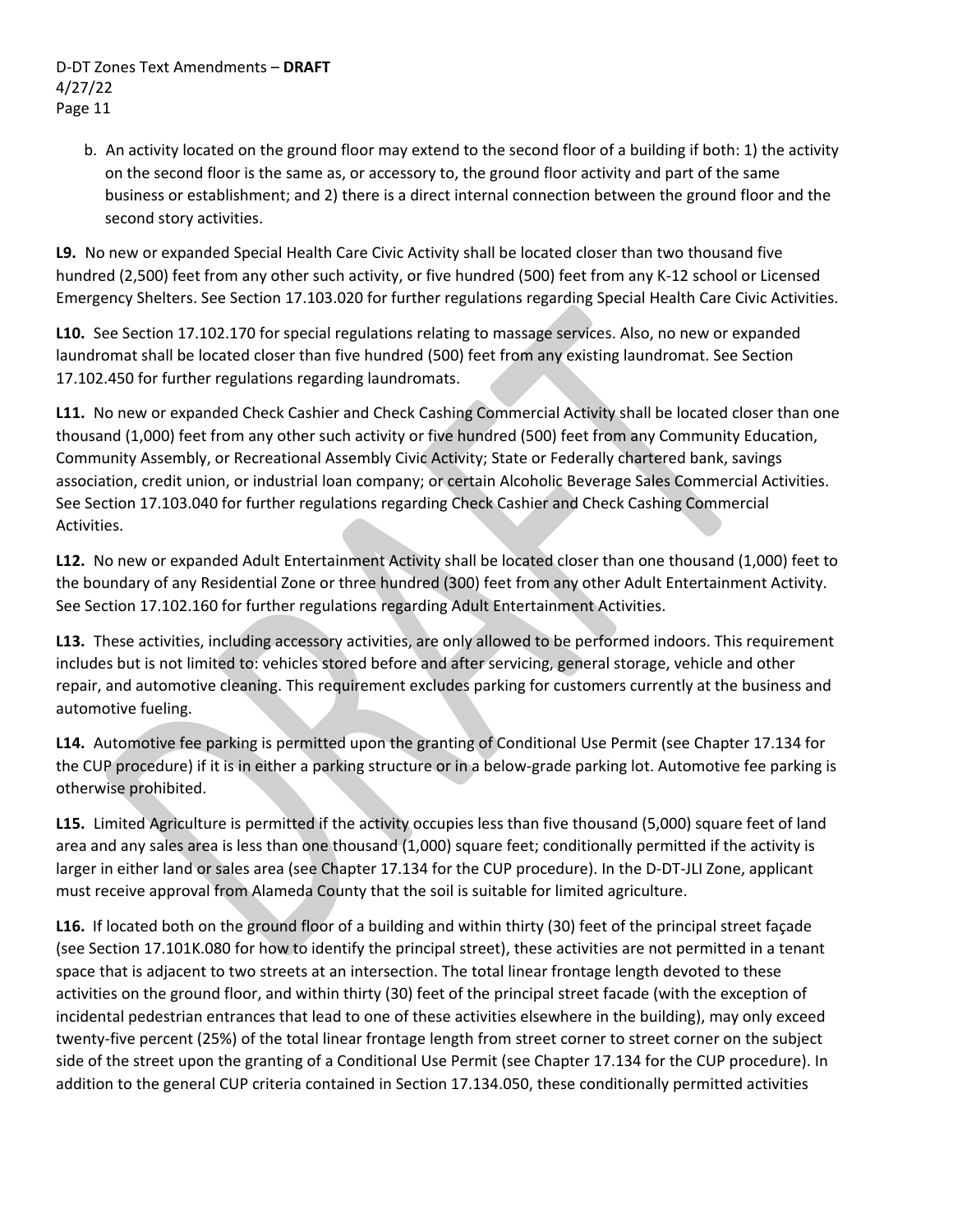b. An activity located on the ground floor may extend to the second floor of a building if both: 1) the activity on the second floor is the same as, or accessory to, the ground floor activity and part of the same business or establishment; and 2) there is a direct internal connection between the ground floor and the second story activities.

**L9.** No new or expanded Special Health Care Civic Activity shall be located closer than two thousand five hundred (2,500) feet from any other such activity, or five hundred (500) feet from any K-12 school or Licensed Emergency Shelters. See Section 17.103.020 for further regulations regarding Special Health Care Civic Activities.

**L10.** See Section 17.102.170 for special regulations relating to massage services. Also, no new or expanded laundromat shall be located closer than five hundred (500) feet from any existing laundromat. See Section 17.102.450 for further regulations regarding laundromats.

**L11.** No new or expanded Check Cashier and Check Cashing Commercial Activity shall be located closer than one thousand (1,000) feet from any other such activity or five hundred (500) feet from any Community Education, Community Assembly, or Recreational Assembly Civic Activity; State or Federally chartered bank, savings association, credit union, or industrial loan company; or certain Alcoholic Beverage Sales Commercial Activities. See Section 17.103.040 for further regulations regarding Check Cashier and Check Cashing Commercial Activities.

**L12.** No new or expanded Adult Entertainment Activity shall be located closer than one thousand (1,000) feet to the boundary of any Residential Zone or three hundred (300) feet from any other Adult Entertainment Activity. See Section 17.102.160 for further regulations regarding Adult Entertainment Activities.

**L13.** These activities, including accessory activities, are only allowed to be performed indoors. This requirement includes but is not limited to: vehicles stored before and after servicing, general storage, vehicle and other repair, and automotive cleaning. This requirement excludes parking for customers currently at the business and automotive fueling.

**L14.** Automotive fee parking is permitted upon the granting of Conditional Use Permit (see Chapter 17.134 for the CUP procedure) if it is in either a parking structure or in a below-grade parking lot. Automotive fee parking is otherwise prohibited.

**L15.** Limited Agriculture is permitted if the activity occupies less than five thousand (5,000) square feet of land area and any sales area is less than one thousand (1,000) square feet; conditionally permitted if the activity is larger in either land or sales area (see Chapter 17.134 for the CUP procedure). In the D-DT-JLI Zone, applicant must receive approval from Alameda County that the soil is suitable for limited agriculture.

**L16.** If located both on the ground floor of a building and within thirty (30) feet of the principal street façade (see Section 17.101K.080 for how to identify the principal street), these activities are not permitted in a tenant space that is adjacent to two streets at an intersection. The total linear frontage length devoted to these activities on the ground floor, and within thirty (30) feet of the principal street facade (with the exception of incidental pedestrian entrances that lead to one of these activities elsewhere in the building), may only exceed twenty-five percent (25%) of the total linear frontage length from street corner to street corner on the subject side of the street upon the granting of a Conditional Use Permit (see Chapter 17.134 for the CUP procedure). In addition to the general CUP criteria contained in Section 17.134.050, these conditionally permitted activities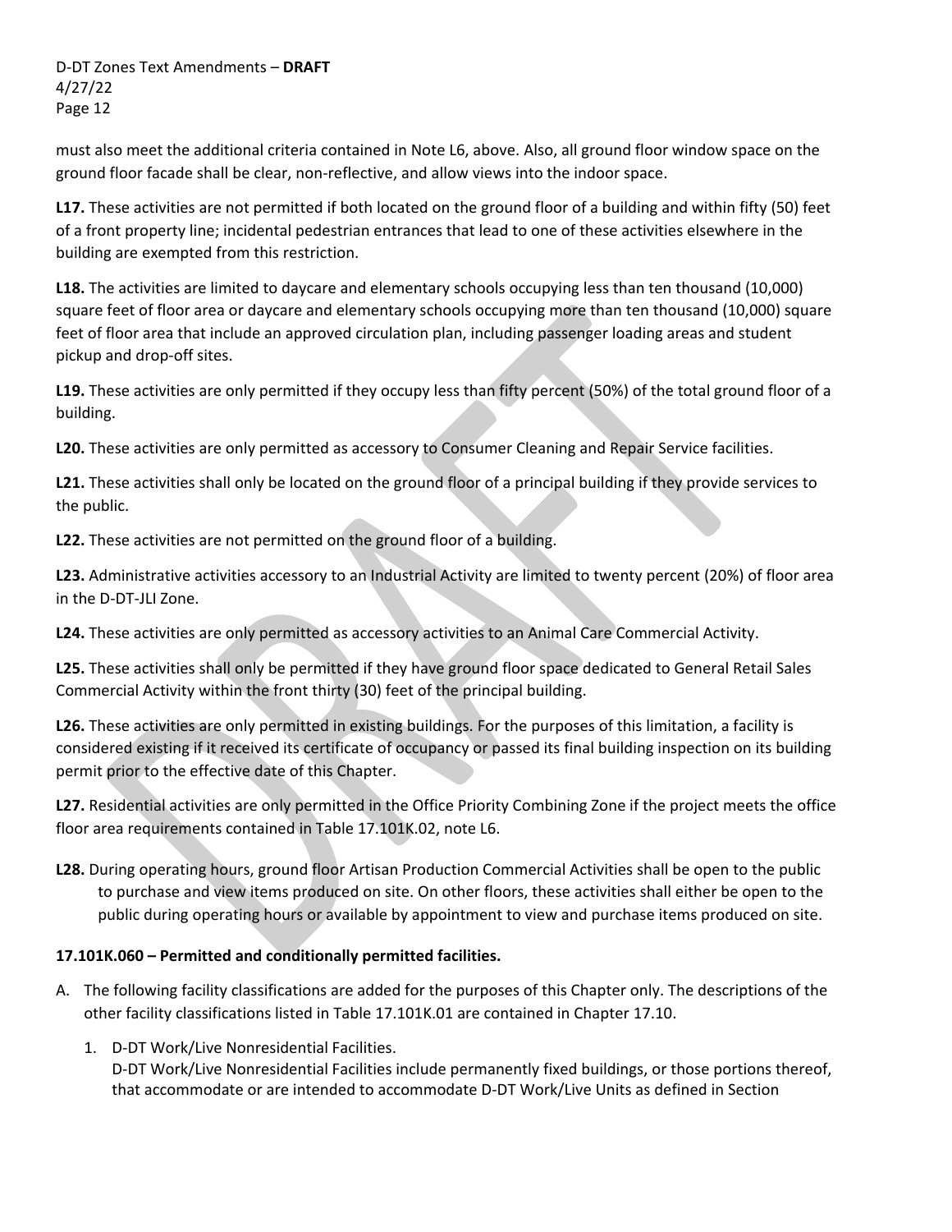must also meet the additional criteria contained in Note L6, above. Also, all ground floor window space on the ground floor facade shall be clear, non-reflective, and allow views into the indoor space.

**L17.** These activities are not permitted if both located on the ground floor of a building and within fifty (50) feet of a front property line; incidental pedestrian entrances that lead to one of these activities elsewhere in the building are exempted from this restriction.

**L18.** The activities are limited to daycare and elementary schools occupying less than ten thousand (10,000) square feet of floor area or daycare and elementary schools occupying more than ten thousand (10,000) square feet of floor area that include an approved circulation plan, including passenger loading areas and student pickup and drop-off sites.

**L19.** These activities are only permitted if they occupy less than fifty percent (50%) of the total ground floor of a building.

**L20.** These activities are only permitted as accessory to Consumer Cleaning and Repair Service facilities.

**L21.** These activities shall only be located on the ground floor of a principal building if they provide services to the public.

**L22.** These activities are not permitted on the ground floor of a building.

**L23.** Administrative activities accessory to an Industrial Activity are limited to twenty percent (20%) of floor area in the D-DT-JLI Zone.

**L24.** These activities are only permitted as accessory activities to an Animal Care Commercial Activity.

**L25.** These activities shall only be permitted if they have ground floor space dedicated to General Retail Sales Commercial Activity within the front thirty (30) feet of the principal building.

**L26.** These activities are only permitted in existing buildings. For the purposes of this limitation, a facility is considered existing if it received its certificate of occupancy or passed its final building inspection on its building permit prior to the effective date of this Chapter.

**L27.** Residential activities are only permitted in the Office Priority Combining Zone if the project meets the office floor area requirements contained in Table 17.101K.02, note L6.

**L28.** During operating hours, ground floor Artisan Production Commercial Activities shall be open to the public to purchase and view items produced on site. On other floors, these activities shall either be open to the public during operating hours or available by appointment to view and purchase items produced on site.

**17.101K.060 – Permitted and conditionally permitted facilities.**

A. The following facility classifications are added for the purposes of this Chapter only. The descriptions of the other facility classifications listed in Table 17.101K.01 are contained in Chapter 17.10.

   1. D-DT Work/Live Nonresidential Facilities.
      D-DT Work/Live Nonresidential Facilities include permanently fixed buildings, or those portions thereof, that accommodate or are intended to accommodate D-DT Work/Live Units as defined in Section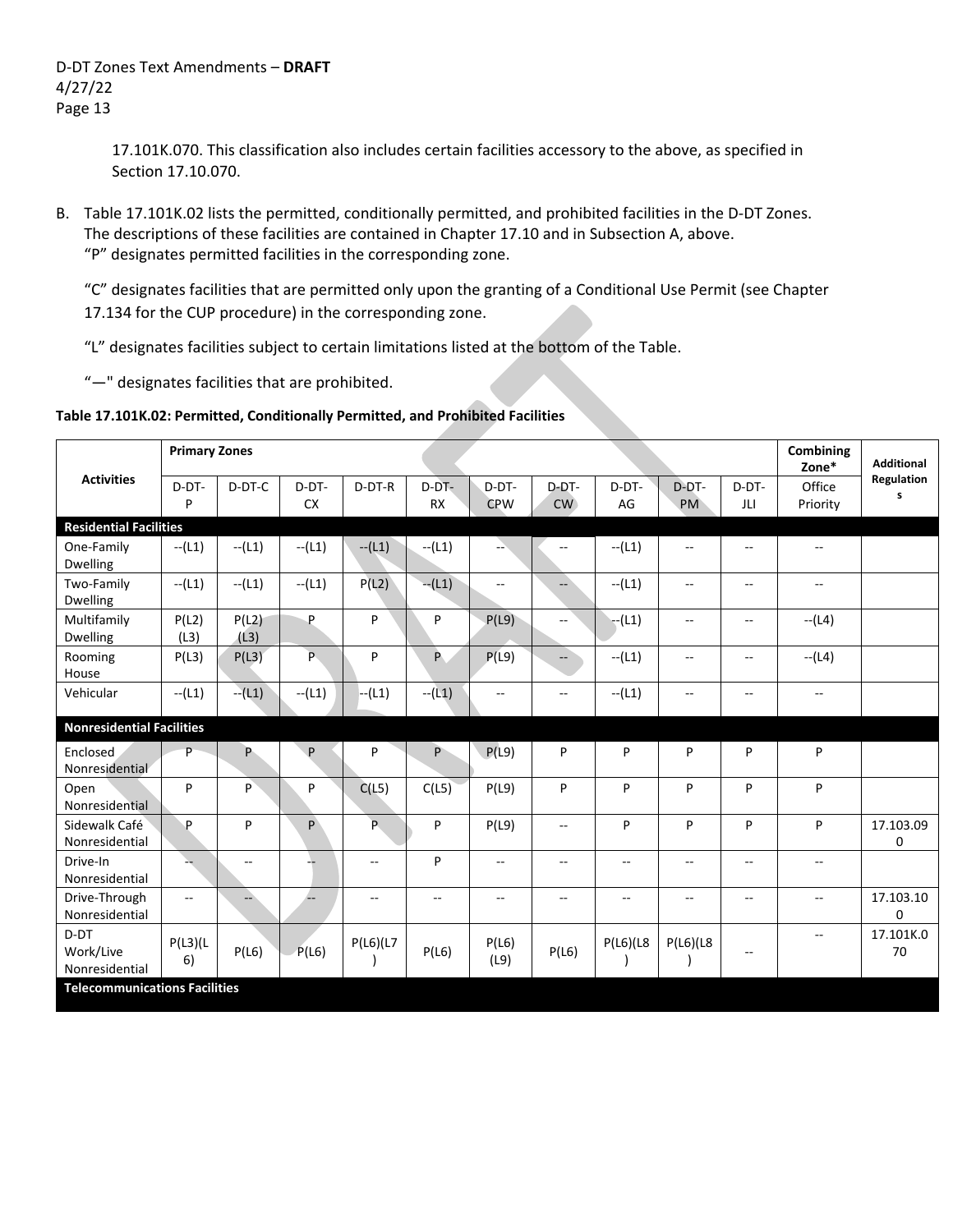17.101K.070. This classification also includes certain facilities accessory to the above, as specified in Section 17.10.070.

B. Table 17.101K.02 lists the permitted, conditionally permitted, and prohibited facilities in the D-DT Zones. The descriptions of these facilities are contained in Chapter 17.10 and in Subsection A, above.
"P" designates permitted facilities in the corresponding zone.

"C" designates facilities that are permitted only upon the granting of a Conditional Use Permit (see Chapter 17.134 for the CUP procedure) in the corresponding zone.

"L" designates facilities subject to certain limitations listed at the bottom of the Table.

"—" designates facilities that are prohibited.

**Table 17.101K.02: Permitted, Conditionally Permitted, and Prohibited Facilities**

| Activities | Primary Zones | | | | | | | | | | Combining Zone* | Additional Regulations |
|---|---|---|---|---|---|---|---|---|---|---|---|---|
| | D-DT-P | D-DT-C | D-DT-CX | D-DT-R | D-DT-RX | D-DT-CPW | D-DT-CW | D-DT-AG | D-DT-PM | D-DT-JLI | Office Priority | |
| **Residential Facilities** | | | | | | | | | | | | |
| One-Family Dwelling | --(L1) | --(L1) | --(L1) | --(L1) | --(L1) | -- | -- | --(L1) | -- | -- | -- | |
| Two-Family Dwelling | --(L1) | --(L1) | --(L1) | P(L2) | --(L1) | -- | -- | --(L1) | -- | -- | -- | |
| Multifamily Dwelling | P(L2)(L3) | P(L2)(L3) | P | P | P | P(L9) | -- | --(L1) | -- | -- | --(L4) | |
| Rooming House | P(L3) | P(L3) | P | P | P | P(L9) | -- | --(L1) | -- | -- | --(L4) | |
| Vehicular | --(L1) | --(L1) | --(L1) | --(L1) | --(L1) | -- | -- | --(L1) | -- | -- | -- | |
| **Nonresidential Facilities** | | | | | | | | | | | | |
| Enclosed Nonresidential | P | P | P | P | P | P(L9) | P | P | P | P | P | |
| Open Nonresidential | P | P | P | C(L5) | C(L5) | P(L9) | P | P | P | P | P | |
| Sidewalk Café Nonresidential | P | P | P | P | P | P(L9) | -- | P | P | P | P | 17.103.090 |
| Drive-In Nonresidential | -- | -- | -- | -- | P | -- | -- | -- | -- | -- | -- | |
| Drive-Through Nonresidential | -- | -- | -- | -- | -- | -- | -- | -- | -- | -- | -- | 17.103.100 |
| D-DT Work/Live Nonresidential | P(L3)(L6) | P(L6) | P(L6) | P(L6)(L7) | P(L6) | P(L6)(L9) | P(L6) | P(L6)(L8) | P(L6)(L8) | -- | -- | 17.101K.070 |
| **Telecommunications Facilities** | | | | | | | | | | | | |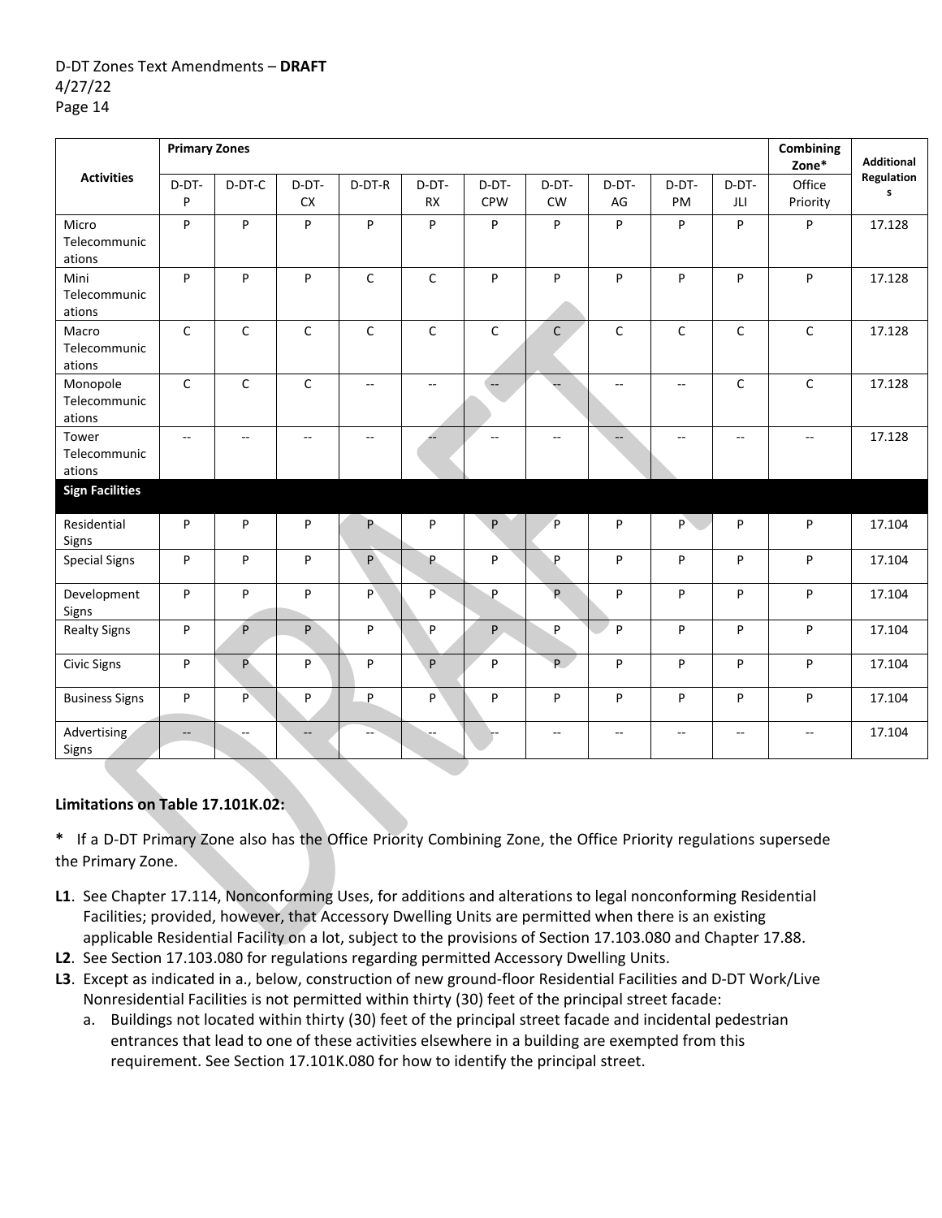| Activities | Primary Zones | | | | | | | | | | Combining Zone* | Additional Regulations |
|---|---|---|---|---|---|---|---|---|---|---|---|---|
| | D-DT-P | D-DT-C | D-DT-CX | D-DT-R | D-DT-RX | D-DT-CPW | D-DT-CW | D-DT-AG | D-DT-PM | D-DT-JLI | Office Priority | |
| Micro Telecommunications | P | P | P | P | P | P | P | P | P | P | P | 17.128 |
| Mini Telecommunications | P | P | P | C | C | P | P | P | P | P | P | 17.128 |
| Macro Telecommunications | C | C | C | C | C | C | C | C | C | C | C | 17.128 |
| Monopole Telecommunications | C | C | C | -- | -- | -- | -- | -- | -- | C | C | 17.128 |
| Tower Telecommunications | -- | -- | -- | -- | -- | -- | -- | -- | -- | -- | -- | 17.128 |
| **Sign Facilities** | | | | | | | | | | | | |
| Residential Signs | P | P | P | P | P | P | P | P | P | P | P | 17.104 |
| Special Signs | P | P | P | P | P | P | P | P | P | P | P | 17.104 |
| Development Signs | P | P | P | P | P | P | P | P | P | P | P | 17.104 |
| Realty Signs | P | P | P | P | P | P | P | P | P | P | P | 17.104 |
| Civic Signs | P | P | P | P | P | P | P | P | P | P | P | 17.104 |
| Business Signs | P | P | P | P | P | P | P | P | P | P | P | 17.104 |
| Advertising Signs | -- | -- | -- | -- | -- | -- | -- | -- | -- | -- | -- | 17.104 |

**Limitations on Table 17.101K.02:**

**\*** If a D-DT Primary Zone also has the Office Priority Combining Zone, the Office Priority regulations supersede the Primary Zone.

**L1**. See Chapter 17.114, Nonconforming Uses, for additions and alterations to legal nonconforming Residential Facilities; provided, however, that Accessory Dwelling Units are permitted when there is an existing applicable Residential Facility on a lot, subject to the provisions of Section 17.103.080 and Chapter 17.88.

**L2**. See Section 17.103.080 for regulations regarding permitted Accessory Dwelling Units.

**L3**. Except as indicated in a., below, construction of new ground-floor Residential Facilities and D-DT Work/Live Nonresidential Facilities is not permitted within thirty (30) feet of the principal street facade:

a. Buildings not located within thirty (30) feet of the principal street facade and incidental pedestrian entrances that lead to one of these activities elsewhere in a building are exempted from this requirement. See Section 17.101K.080 for how to identify the principal street.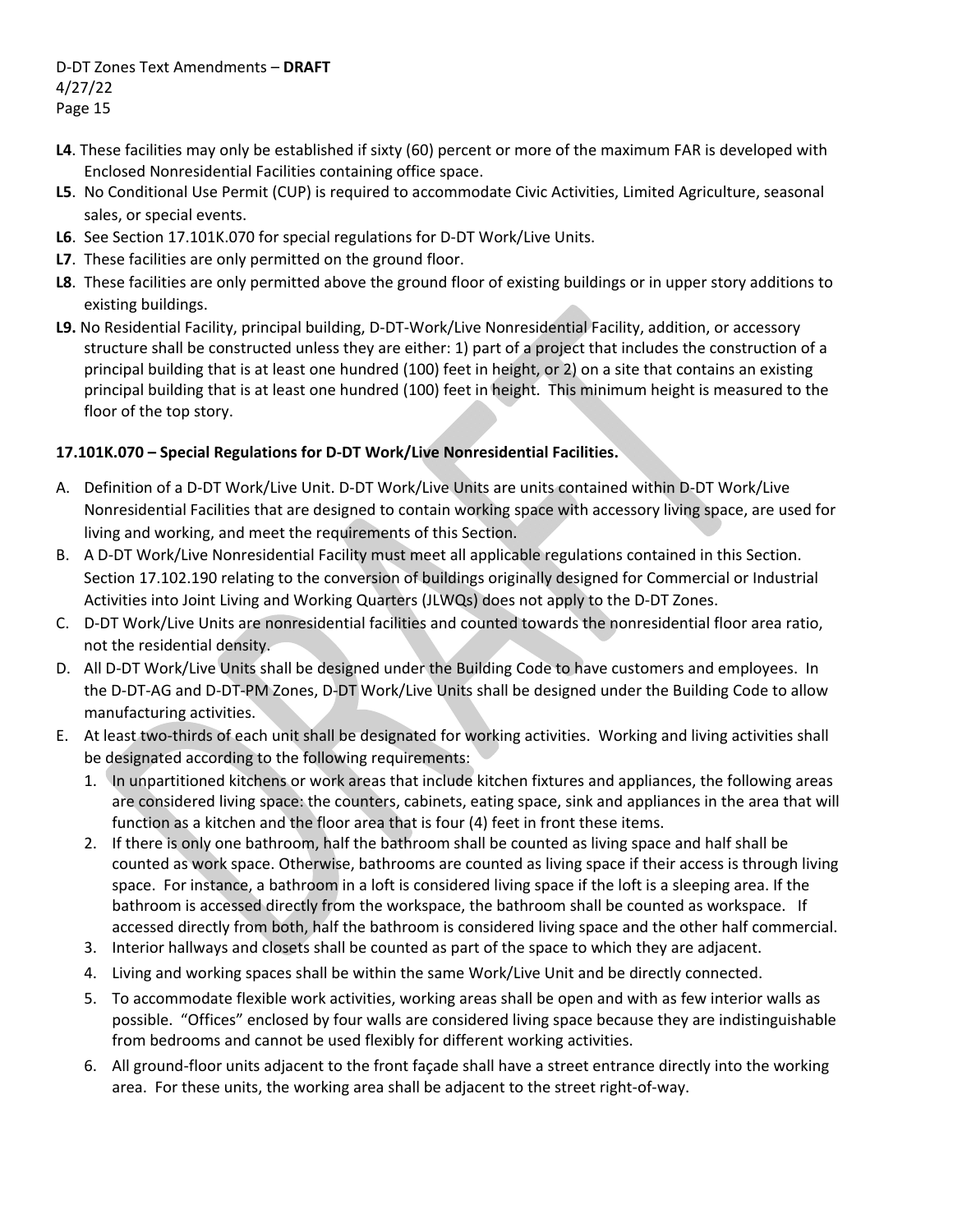**L4**. These facilities may only be established if sixty (60) percent or more of the maximum FAR is developed with Enclosed Nonresidential Facilities containing office space.

**L5**. No Conditional Use Permit (CUP) is required to accommodate Civic Activities, Limited Agriculture, seasonal sales, or special events.

**L6**. See Section 17.101K.070 for special regulations for D-DT Work/Live Units.

**L7**. These facilities are only permitted on the ground floor.

**L8**. These facilities are only permitted above the ground floor of existing buildings or in upper story additions to existing buildings.

**L9.** No Residential Facility, principal building, D-DT-Work/Live Nonresidential Facility, addition, or accessory structure shall be constructed unless they are either: 1) part of a project that includes the construction of a principal building that is at least one hundred (100) feet in height, or 2) on a site that contains an existing principal building that is at least one hundred (100) feet in height. This minimum height is measured to the floor of the top story.

**17.101K.070 – Special Regulations for D-DT Work/Live Nonresidential Facilities.**

A. Definition of a D-DT Work/Live Unit. D-DT Work/Live Units are units contained within D-DT Work/Live Nonresidential Facilities that are designed to contain working space with accessory living space, are used for living and working, and meet the requirements of this Section.

B. A D-DT Work/Live Nonresidential Facility must meet all applicable regulations contained in this Section. Section 17.102.190 relating to the conversion of buildings originally designed for Commercial or Industrial Activities into Joint Living and Working Quarters (JLWQs) does not apply to the D-DT Zones.

C. D-DT Work/Live Units are nonresidential facilities and counted towards the nonresidential floor area ratio, not the residential density.

D. All D-DT Work/Live Units shall be designed under the Building Code to have customers and employees. In the D-DT-AG and D-DT-PM Zones, D-DT Work/Live Units shall be designed under the Building Code to allow manufacturing activities.

E. At least two-thirds of each unit shall be designated for working activities. Working and living activities shall be designated according to the following requirements:

   1. In unpartitioned kitchens or work areas that include kitchen fixtures and appliances, the following areas are considered living space: the counters, cabinets, eating space, sink and appliances in the area that will function as a kitchen and the floor area that is four (4) feet in front these items.
   2. If there is only one bathroom, half the bathroom shall be counted as living space and half shall be counted as work space. Otherwise, bathrooms are counted as living space if their access is through living space. For instance, a bathroom in a loft is considered living space if the loft is a sleeping area. If the bathroom is accessed directly from the workspace, the bathroom shall be counted as workspace. If accessed directly from both, half the bathroom is considered living space and the other half commercial.
   3. Interior hallways and closets shall be counted as part of the space to which they are adjacent.
   4. Living and working spaces shall be within the same Work/Live Unit and be directly connected.
   5. To accommodate flexible work activities, working areas shall be open and with as few interior walls as possible. "Offices" enclosed by four walls are considered living space because they are indistinguishable from bedrooms and cannot be used flexibly for different working activities.
   6. All ground-floor units adjacent to the front façade shall have a street entrance directly into the working area. For these units, the working area shall be adjacent to the street right-of-way.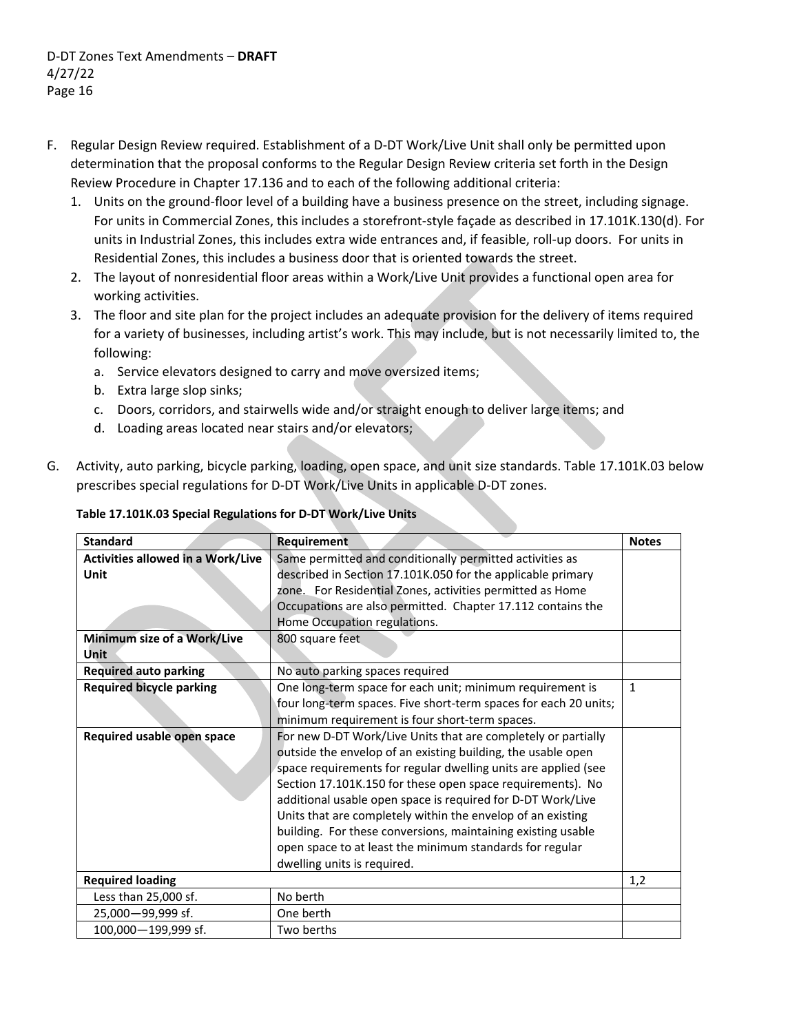F. Regular Design Review required. Establishment of a D-DT Work/Live Unit shall only be permitted upon determination that the proposal conforms to the Regular Design Review criteria set forth in the Design Review Procedure in Chapter 17.136 and to each of the following additional criteria:
   1. Units on the ground-floor level of a building have a business presence on the street, including signage. For units in Commercial Zones, this includes a storefront-style façade as described in 17.101K.130(d). For units in Industrial Zones, this includes extra wide entrances and, if feasible, roll-up doors. For units in Residential Zones, this includes a business door that is oriented towards the street.
   2. The layout of nonresidential floor areas within a Work/Live Unit provides a functional open area for working activities.
   3. The floor and site plan for the project includes an adequate provision for the delivery of items required for a variety of businesses, including artist's work. This may include, but is not necessarily limited to, the following:
      a. Service elevators designed to carry and move oversized items;
      b. Extra large slop sinks;
      c. Doors, corridors, and stairwells wide and/or straight enough to deliver large items; and
      d. Loading areas located near stairs and/or elevators;

G. Activity, auto parking, bicycle parking, loading, open space, and unit size standards. Table 17.101K.03 below prescribes special regulations for D-DT Work/Live Units in applicable D-DT zones.

**Table 17.101K.03 Special Regulations for D-DT Work/Live Units**

| Standard | Requirement | Notes |
|---|---|---|
| **Activities allowed in a Work/Live Unit** | Same permitted and conditionally permitted activities as described in Section 17.101K.050 for the applicable primary zone. For Residential Zones, activities permitted as Home Occupations are also permitted. Chapter 17.112 contains the Home Occupation regulations. | |
| **Minimum size of a Work/Live Unit** | 800 square feet | |
| **Required auto parking** | No auto parking spaces required | |
| **Required bicycle parking** | One long-term space for each unit; minimum requirement is four long-term spaces. Five short-term spaces for each 20 units; minimum requirement is four short-term spaces. | 1 |
| **Required usable open space** | For new D-DT Work/Live Units that are completely or partially outside the envelop of an existing building, the usable open space requirements for regular dwelling units are applied (see Section 17.101K.150 for these open space requirements). No additional usable open space is required for D-DT Work/Live Units that are completely within the envelop of an existing building. For these conversions, maintaining existing usable open space to at least the minimum standards for regular dwelling units is required. | |
| **Required loading** | | 1,2 |
| Less than 25,000 sf. | No berth | |
| 25,000—99,999 sf. | One berth | |
| 100,000—199,999 sf. | Two berths | |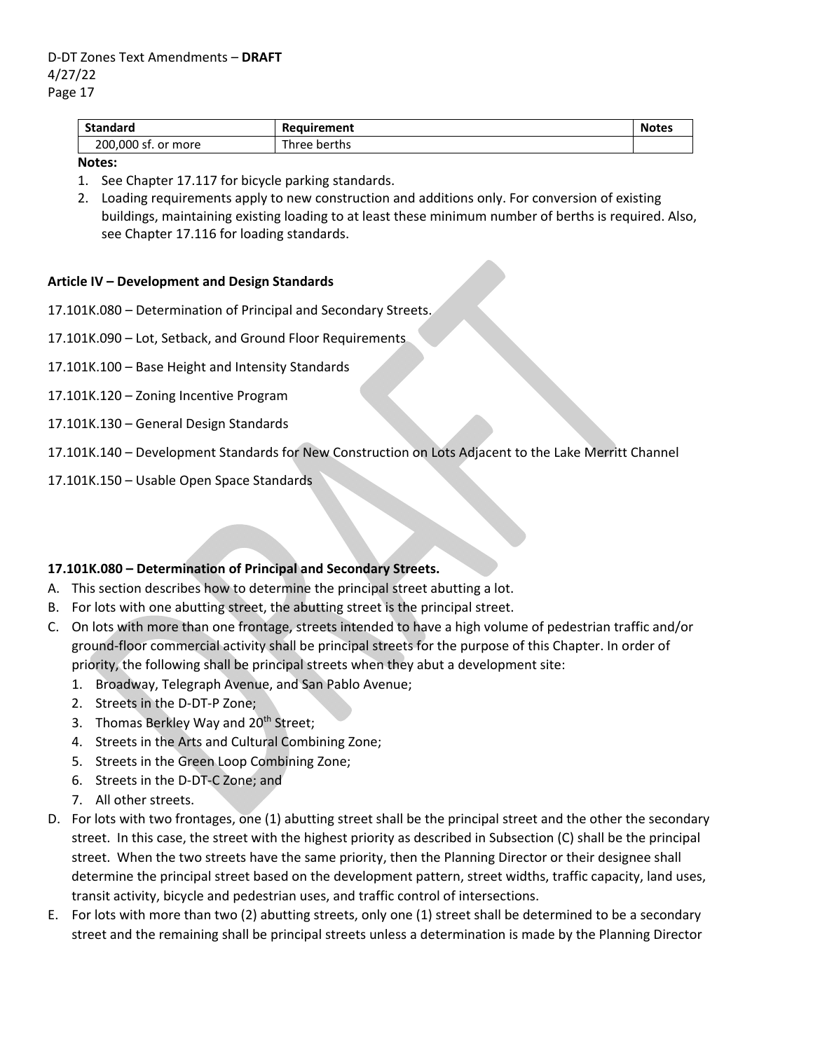| Standard | Requirement | Notes |
|---|---|---|
| 200,000 sf. or more | Three berths | |

**Notes:**

1. See Chapter 17.117 for bicycle parking standards.
2. Loading requirements apply to new construction and additions only. For conversion of existing buildings, maintaining existing loading to at least these minimum number of berths is required. Also, see Chapter 17.116 for loading standards.

**Article IV – Development and Design Standards**

17.101K.080 – Determination of Principal and Secondary Streets.

17.101K.090 – Lot, Setback, and Ground Floor Requirements

17.101K.100 – Base Height and Intensity Standards

17.101K.120 – Zoning Incentive Program

17.101K.130 – General Design Standards

17.101K.140 – Development Standards for New Construction on Lots Adjacent to the Lake Merritt Channel

17.101K.150 – Usable Open Space Standards

**17.101K.080 – Determination of Principal and Secondary Streets.**

A. This section describes how to determine the principal street abutting a lot.
B. For lots with one abutting street, the abutting street is the principal street.
C. On lots with more than one frontage, streets intended to have a high volume of pedestrian traffic and/or ground-floor commercial activity shall be principal streets for the purpose of this Chapter. In order of priority, the following shall be principal streets when they abut a development site:
   1. Broadway, Telegraph Avenue, and San Pablo Avenue;
   2. Streets in the D-DT-P Zone;
   3. Thomas Berkley Way and 20th Street;
   4. Streets in the Arts and Cultural Combining Zone;
   5. Streets in the Green Loop Combining Zone;
   6. Streets in the D-DT-C Zone; and
   7. All other streets.
D. For lots with two frontages, one (1) abutting street shall be the principal street and the other the secondary street. In this case, the street with the highest priority as described in Subsection (C) shall be the principal street. When the two streets have the same priority, then the Planning Director or their designee shall determine the principal street based on the development pattern, street widths, traffic capacity, land uses, transit activity, bicycle and pedestrian uses, and traffic control of intersections.
E. For lots with more than two (2) abutting streets, only one (1) street shall be determined to be a secondary street and the remaining shall be principal streets unless a determination is made by the Planning Director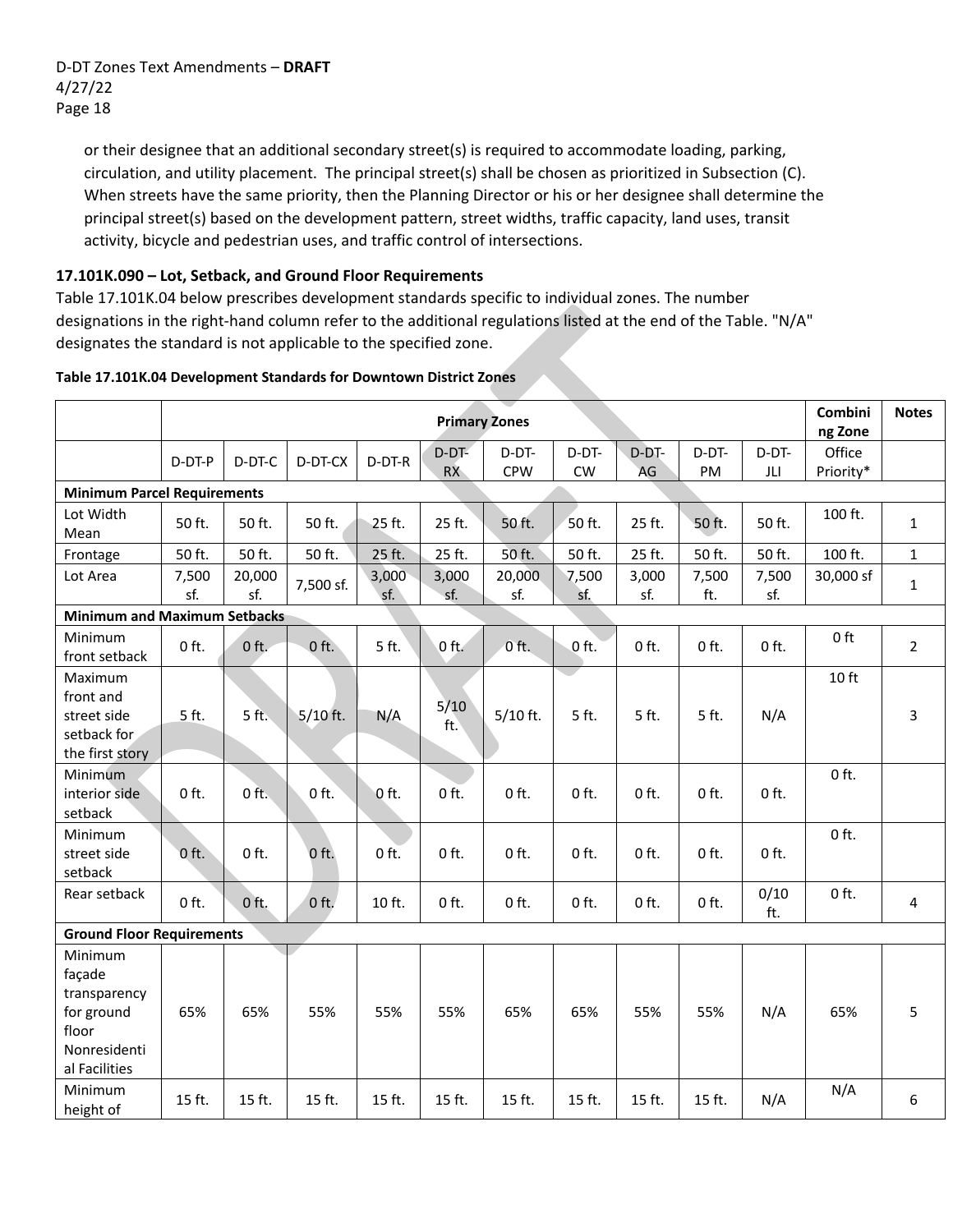or their designee that an additional secondary street(s) is required to accommodate loading, parking, circulation, and utility placement. The principal street(s) shall be chosen as prioritized in Subsection (C). When streets have the same priority, then the Planning Director or his or her designee shall determine the principal street(s) based on the development pattern, street widths, traffic capacity, land uses, transit activity, bicycle and pedestrian uses, and traffic control of intersections.

### 17.101K.090 – Lot, Setback, and Ground Floor Requirements

Table 17.101K.04 below prescribes development standards specific to individual zones. The number designations in the right-hand column refer to the additional regulations listed at the end of the Table. "N/A" designates the standard is not applicable to the specified zone.

**Table 17.101K.04 Development Standards for Downtown District Zones**

| | Primary Zones | | | | | | | | | | Combining Zone | Notes |
|---|---|---|---|---|---|---|---|---|---|---|---|---|
| | D-DT-P | D-DT-C | D-DT-CX | D-DT-R | D-DT-RX | D-DT-CPW | D-DT-CW | D-DT-AG | D-DT-PM | D-DT-JLI | Office Priority* | |
| **Minimum Parcel Requirements** | | | | | | | | | | | | |
| Lot Width Mean | 50 ft. | 50 ft. | 50 ft. | 25 ft. | 25 ft. | 50 ft. | 50 ft. | 25 ft. | 50 ft. | 50 ft. | 100 ft. | 1 |
| Frontage | 50 ft. | 50 ft. | 50 ft. | 25 ft. | 25 ft. | 50 ft. | 50 ft. | 25 ft. | 50 ft. | 50 ft. | 100 ft. | 1 |
| Lot Area | 7,500 sf. | 20,000 sf. | 7,500 sf. | 3,000 sf. | 3,000 sf. | 20,000 sf. | 7,500 sf. | 3,000 sf. | 7,500 ft. | 7,500 sf. | 30,000 sf | 1 |
| **Minimum and Maximum Setbacks** | | | | | | | | | | | | |
| Minimum front setback | 0 ft. | 0 ft. | 0 ft. | 5 ft. | 0 ft. | 0 ft. | 0 ft. | 0 ft. | 0 ft. | 0 ft. | 0 ft | 2 |
| Maximum front and street side setback for the first story | 5 ft. | 5 ft. | 5/10 ft. | N/A | 5/10 ft. | 5/10 ft. | 5 ft. | 5 ft. | 5 ft. | N/A | 10 ft | 3 |
| Minimum interior side setback | 0 ft. | 0 ft. | 0 ft. | 0 ft. | 0 ft. | 0 ft. | 0 ft. | 0 ft. | 0 ft. | 0 ft. | 0 ft. | |
| Minimum street side setback | 0 ft. | 0 ft. | 0 ft. | 0 ft. | 0 ft. | 0 ft. | 0 ft. | 0 ft. | 0 ft. | 0 ft. | 0 ft. | |
| Rear setback | 0 ft. | 0 ft. | 0 ft. | 10 ft. | 0 ft. | 0 ft. | 0 ft. | 0 ft. | 0 ft. | 0/10 ft. | 0 ft. | 4 |
| **Ground Floor Requirements** | | | | | | | | | | | | |
| Minimum façade transparency for ground floor Nonresidential Facilities | 65% | 65% | 55% | 55% | 55% | 65% | 65% | 55% | 55% | N/A | 65% | 5 |
| Minimum height of | 15 ft. | 15 ft. | 15 ft. | 15 ft. | 15 ft. | 15 ft. | 15 ft. | 15 ft. | 15 ft. | N/A | N/A | 6 |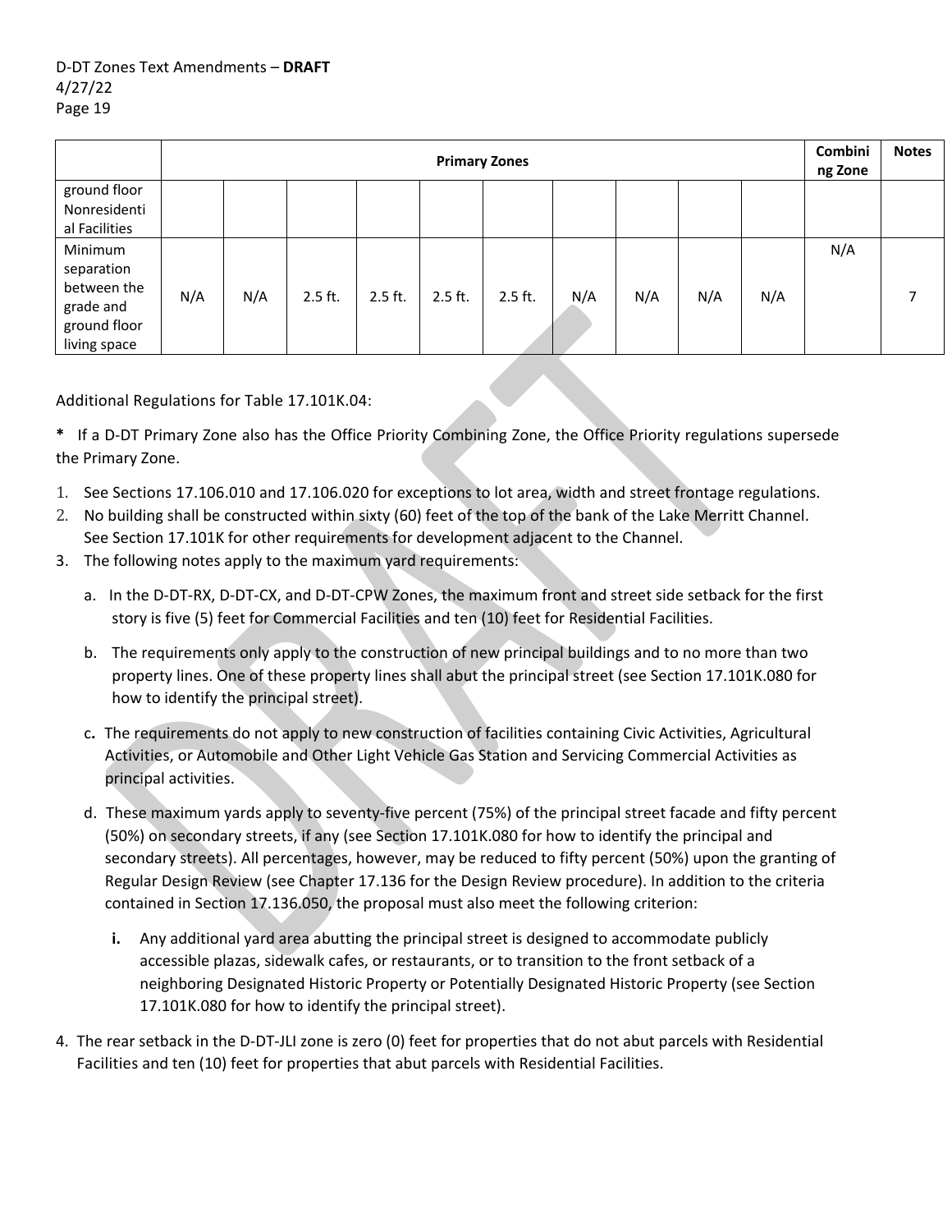| | Primary Zones | | | | | | | | | | Combining Zone | Notes |
|---|---|---|---|---|---|---|---|---|---|---|---|---|
| ground floor Nonresidential Facilities | | | | | | | | | | | | |
| Minimum separation between the grade and ground floor living space | N/A | N/A | 2.5 ft. | 2.5 ft. | 2.5 ft. | 2.5 ft. | N/A | N/A | N/A | N/A | N/A | 7 |

Additional Regulations for Table 17.101K.04:

**\*** If a D-DT Primary Zone also has the Office Priority Combining Zone, the Office Priority regulations supersede the Primary Zone.

1. See Sections 17.106.010 and 17.106.020 for exceptions to lot area, width and street frontage regulations.
2. No building shall be constructed within sixty (60) feet of the top of the bank of the Lake Merritt Channel. See Section 17.101K for other requirements for development adjacent to the Channel.
3. The following notes apply to the maximum yard requirements:
   a. In the D-DT-RX, D-DT-CX, and D-DT-CPW Zones, the maximum front and street side setback for the first story is five (5) feet for Commercial Facilities and ten (10) feet for Residential Facilities.
   b. The requirements only apply to the construction of new principal buildings and to no more than two property lines. One of these property lines shall abut the principal street (see Section 17.101K.080 for how to identify the principal street).
   c. The requirements do not apply to new construction of facilities containing Civic Activities, Agricultural Activities, or Automobile and Other Light Vehicle Gas Station and Servicing Commercial Activities as principal activities.
   d. These maximum yards apply to seventy-five percent (75%) of the principal street facade and fifty percent (50%) on secondary streets, if any (see Section 17.101K.080 for how to identify the principal and secondary streets). All percentages, however, may be reduced to fifty percent (50%) upon the granting of Regular Design Review (see Chapter 17.136 for the Design Review procedure). In addition to the criteria contained in Section 17.136.050, the proposal must also meet the following criterion:
      i. Any additional yard area abutting the principal street is designed to accommodate publicly accessible plazas, sidewalk cafes, or restaurants, or to transition to the front setback of a neighboring Designated Historic Property or Potentially Designated Historic Property (see Section 17.101K.080 for how to identify the principal street).
4. The rear setback in the D-DT-JLI zone is zero (0) feet for properties that do not abut parcels with Residential Facilities and ten (10) feet for properties that abut parcels with Residential Facilities.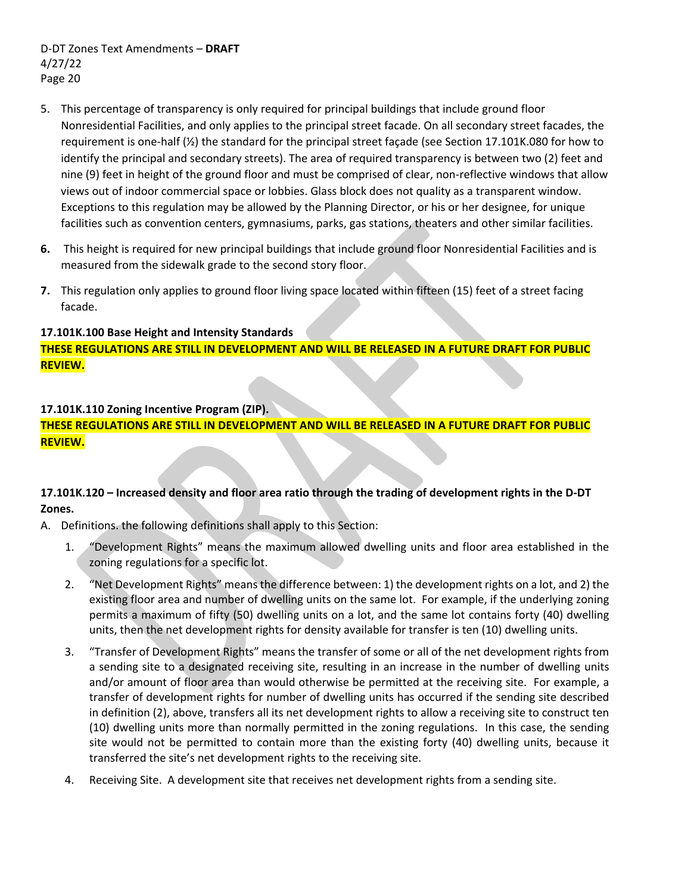5. This percentage of transparency is only required for principal buildings that include ground floor Nonresidential Facilities, and only applies to the principal street facade. On all secondary street facades, the requirement is one-half (½) the standard for the principal street façade (see Section 17.101K.080 for how to identify the principal and secondary streets). The area of required transparency is between two (2) feet and nine (9) feet in height of the ground floor and must be comprised of clear, non-reflective windows that allow views out of indoor commercial space or lobbies. Glass block does not quality as a transparent window. Exceptions to this regulation may be allowed by the Planning Director, or his or her designee, for unique facilities such as convention centers, gymnasiums, parks, gas stations, theaters and other similar facilities.

**6.** This height is required for new principal buildings that include ground floor Nonresidential Facilities and is measured from the sidewalk grade to the second story floor.

**7.** This regulation only applies to ground floor living space located within fifteen (15) feet of a street facing facade.

**17.101K.100 Base Height and Intensity Standards**

**THESE REGULATIONS ARE STILL IN DEVELOPMENT AND WILL BE RELEASED IN A FUTURE DRAFT FOR PUBLIC REVIEW.**

**17.101K.110 Zoning Incentive Program (ZIP).**

**THESE REGULATIONS ARE STILL IN DEVELOPMENT AND WILL BE RELEASED IN A FUTURE DRAFT FOR PUBLIC REVIEW.**

**17.101K.120 – Increased density and floor area ratio through the trading of development rights in the D-DT Zones.**

A. Definitions. the following definitions shall apply to this Section:

1. "Development Rights" means the maximum allowed dwelling units and floor area established in the zoning regulations for a specific lot.

2. "Net Development Rights" means the difference between: 1) the development rights on a lot, and 2) the existing floor area and number of dwelling units on the same lot. For example, if the underlying zoning permits a maximum of fifty (50) dwelling units on a lot, and the same lot contains forty (40) dwelling units, then the net development rights for density available for transfer is ten (10) dwelling units.

3. "Transfer of Development Rights" means the transfer of some or all of the net development rights from a sending site to a designated receiving site, resulting in an increase in the number of dwelling units and/or amount of floor area than would otherwise be permitted at the receiving site. For example, a transfer of development rights for number of dwelling units has occurred if the sending site described in definition (2), above, transfers all its net development rights to allow a receiving site to construct ten (10) dwelling units more than normally permitted in the zoning regulations. In this case, the sending site would not be permitted to contain more than the existing forty (40) dwelling units, because it transferred the site's net development rights to the receiving site.

4. Receiving Site. A development site that receives net development rights from a sending site.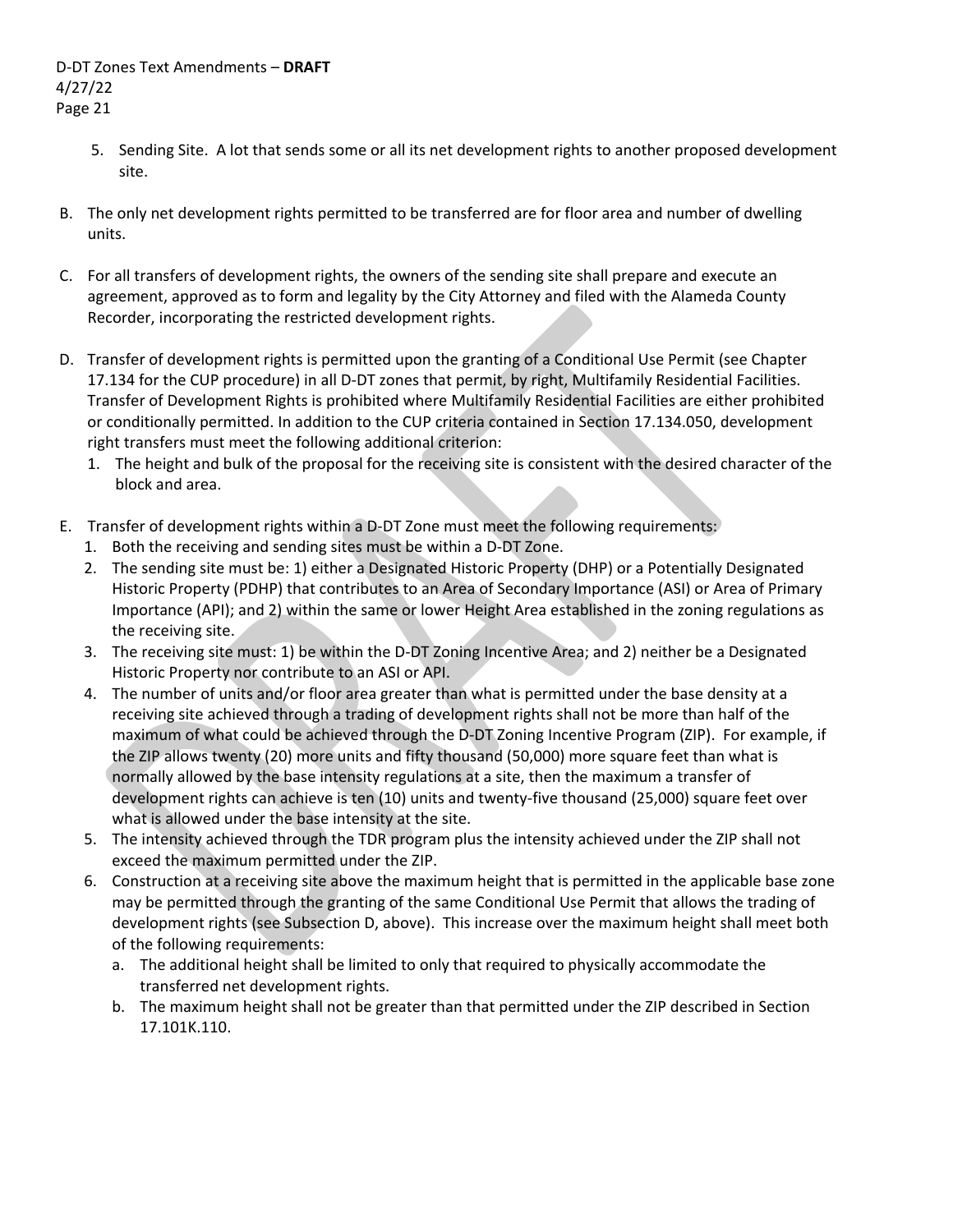5. Sending Site. A lot that sends some or all its net development rights to another proposed development site.

B. The only net development rights permitted to be transferred are for floor area and number of dwelling units.

C. For all transfers of development rights, the owners of the sending site shall prepare and execute an agreement, approved as to form and legality by the City Attorney and filed with the Alameda County Recorder, incorporating the restricted development rights.

D. Transfer of development rights is permitted upon the granting of a Conditional Use Permit (see Chapter 17.134 for the CUP procedure) in all D-DT zones that permit, by right, Multifamily Residential Facilities. Transfer of Development Rights is prohibited where Multifamily Residential Facilities are either prohibited or conditionally permitted. In addition to the CUP criteria contained in Section 17.134.050, development right transfers must meet the following additional criterion:
   1. The height and bulk of the proposal for the receiving site is consistent with the desired character of the block and area.

E. Transfer of development rights within a D-DT Zone must meet the following requirements:
   1. Both the receiving and sending sites must be within a D-DT Zone.
   2. The sending site must be: 1) either a Designated Historic Property (DHP) or a Potentially Designated Historic Property (PDHP) that contributes to an Area of Secondary Importance (ASI) or Area of Primary Importance (API); and 2) within the same or lower Height Area established in the zoning regulations as the receiving site.
   3. The receiving site must: 1) be within the D-DT Zoning Incentive Area; and 2) neither be a Designated Historic Property nor contribute to an ASI or API.
   4. The number of units and/or floor area greater than what is permitted under the base density at a receiving site achieved through a trading of development rights shall not be more than half of the maximum of what could be achieved through the D-DT Zoning Incentive Program (ZIP). For example, if the ZIP allows twenty (20) more units and fifty thousand (50,000) more square feet than what is normally allowed by the base intensity regulations at a site, then the maximum a transfer of development rights can achieve is ten (10) units and twenty-five thousand (25,000) square feet over what is allowed under the base intensity at the site.
   5. The intensity achieved through the TDR program plus the intensity achieved under the ZIP shall not exceed the maximum permitted under the ZIP.
   6. Construction at a receiving site above the maximum height that is permitted in the applicable base zone may be permitted through the granting of the same Conditional Use Permit that allows the trading of development rights (see Subsection D, above). This increase over the maximum height shall meet both of the following requirements:
      a. The additional height shall be limited to only that required to physically accommodate the transferred net development rights.
      b. The maximum height shall not be greater than that permitted under the ZIP described in Section 17.101K.110.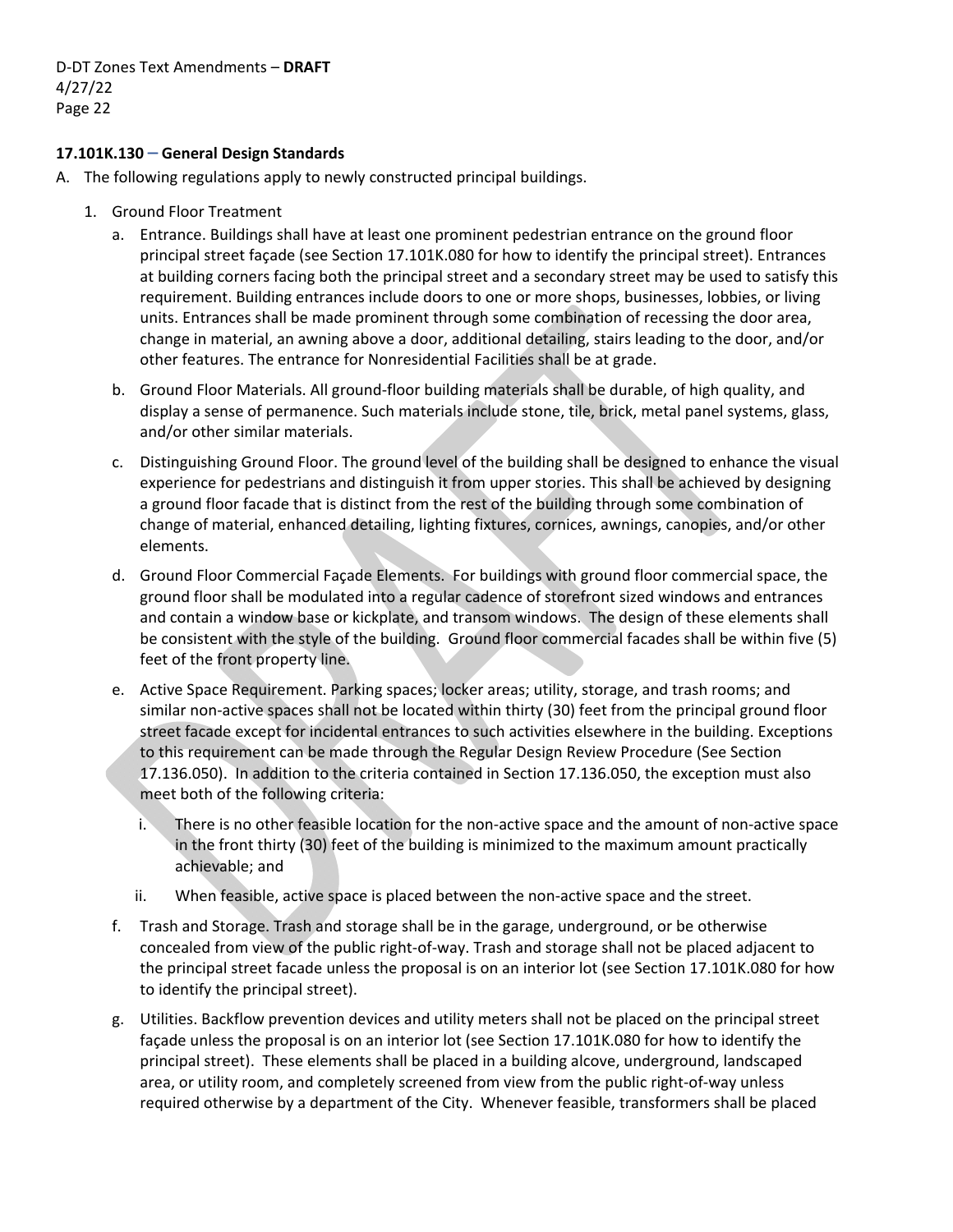**17.101K.130 – General Design Standards**

A. The following regulations apply to newly constructed principal buildings.

1. Ground Floor Treatment

   a. Entrance. Buildings shall have at least one prominent pedestrian entrance on the ground floor principal street façade (see Section 17.101K.080 for how to identify the principal street). Entrances at building corners facing both the principal street and a secondary street may be used to satisfy this requirement. Building entrances include doors to one or more shops, businesses, lobbies, or living units. Entrances shall be made prominent through some combination of recessing the door area, change in material, an awning above a door, additional detailing, stairs leading to the door, and/or other features. The entrance for Nonresidential Facilities shall be at grade.

   b. Ground Floor Materials. All ground-floor building materials shall be durable, of high quality, and display a sense of permanence. Such materials include stone, tile, brick, metal panel systems, glass, and/or other similar materials.

   c. Distinguishing Ground Floor. The ground level of the building shall be designed to enhance the visual experience for pedestrians and distinguish it from upper stories. This shall be achieved by designing a ground floor facade that is distinct from the rest of the building through some combination of change of material, enhanced detailing, lighting fixtures, cornices, awnings, canopies, and/or other elements.

   d. Ground Floor Commercial Façade Elements. For buildings with ground floor commercial space, the ground floor shall be modulated into a regular cadence of storefront sized windows and entrances and contain a window base or kickplate, and transom windows. The design of these elements shall be consistent with the style of the building. Ground floor commercial facades shall be within five (5) feet of the front property line.

   e. Active Space Requirement. Parking spaces; locker areas; utility, storage, and trash rooms; and similar non-active spaces shall not be located within thirty (30) feet from the principal ground floor street facade except for incidental entrances to such activities elsewhere in the building. Exceptions to this requirement can be made through the Regular Design Review Procedure (See Section 17.136.050). In addition to the criteria contained in Section 17.136.050, the exception must also meet both of the following criteria:

      i. There is no other feasible location for the non-active space and the amount of non-active space in the front thirty (30) feet of the building is minimized to the maximum amount practically achievable; and

      ii. When feasible, active space is placed between the non-active space and the street.

   f. Trash and Storage. Trash and storage shall be in the garage, underground, or be otherwise concealed from view of the public right-of-way. Trash and storage shall not be placed adjacent to the principal street facade unless the proposal is on an interior lot (see Section 17.101K.080 for how to identify the principal street).

   g. Utilities. Backflow prevention devices and utility meters shall not be placed on the principal street façade unless the proposal is on an interior lot (see Section 17.101K.080 for how to identify the principal street). These elements shall be placed in a building alcove, underground, landscaped area, or utility room, and completely screened from view from the public right-of-way unless required otherwise by a department of the City. Whenever feasible, transformers shall be placed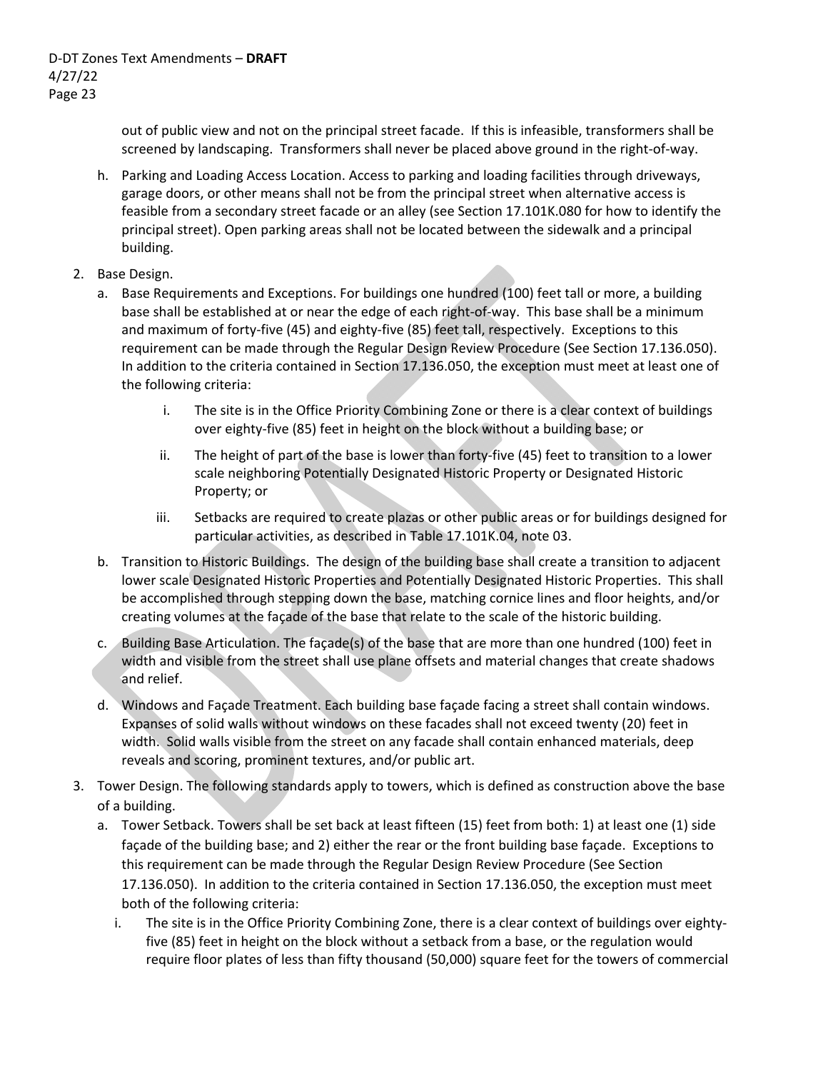out of public view and not on the principal street facade. If this is infeasible, transformers shall be screened by landscaping. Transformers shall never be placed above ground in the right-of-way.

   h. Parking and Loading Access Location. Access to parking and loading facilities through driveways, garage doors, or other means shall not be from the principal street when alternative access is feasible from a secondary street facade or an alley (see Section 17.101K.080 for how to identify the principal street). Open parking areas shall not be located between the sidewalk and a principal building.

2. Base Design.
   a. Base Requirements and Exceptions. For buildings one hundred (100) feet tall or more, a building base shall be established at or near the edge of each right-of-way. This base shall be a minimum and maximum of forty-five (45) and eighty-five (85) feet tall, respectively. Exceptions to this requirement can be made through the Regular Design Review Procedure (See Section 17.136.050). In addition to the criteria contained in Section 17.136.050, the exception must meet at least one of the following criteria:
      i. The site is in the Office Priority Combining Zone or there is a clear context of buildings over eighty-five (85) feet in height on the block without a building base; or
      ii. The height of part of the base is lower than forty-five (45) feet to transition to a lower scale neighboring Potentially Designated Historic Property or Designated Historic Property; or
      iii. Setbacks are required to create plazas or other public areas or for buildings designed for particular activities, as described in Table 17.101K.04, note 03.
   b. Transition to Historic Buildings. The design of the building base shall create a transition to adjacent lower scale Designated Historic Properties and Potentially Designated Historic Properties. This shall be accomplished through stepping down the base, matching cornice lines and floor heights, and/or creating volumes at the façade of the base that relate to the scale of the historic building.
   c. Building Base Articulation. The façade(s) of the base that are more than one hundred (100) feet in width and visible from the street shall use plane offsets and material changes that create shadows and relief.
   d. Windows and Façade Treatment. Each building base façade facing a street shall contain windows. Expanses of solid walls without windows on these facades shall not exceed twenty (20) feet in width. Solid walls visible from the street on any facade shall contain enhanced materials, deep reveals and scoring, prominent textures, and/or public art.

3. Tower Design. The following standards apply to towers, which is defined as construction above the base of a building.
   a. Tower Setback. Towers shall be set back at least fifteen (15) feet from both: 1) at least one (1) side façade of the building base; and 2) either the rear or the front building base façade. Exceptions to this requirement can be made through the Regular Design Review Procedure (See Section 17.136.050). In addition to the criteria contained in Section 17.136.050, the exception must meet both of the following criteria:
      i. The site is in the Office Priority Combining Zone, there is a clear context of buildings over eighty-five (85) feet in height on the block without a setback from a base, or the regulation would require floor plates of less than fifty thousand (50,000) square feet for the towers of commercial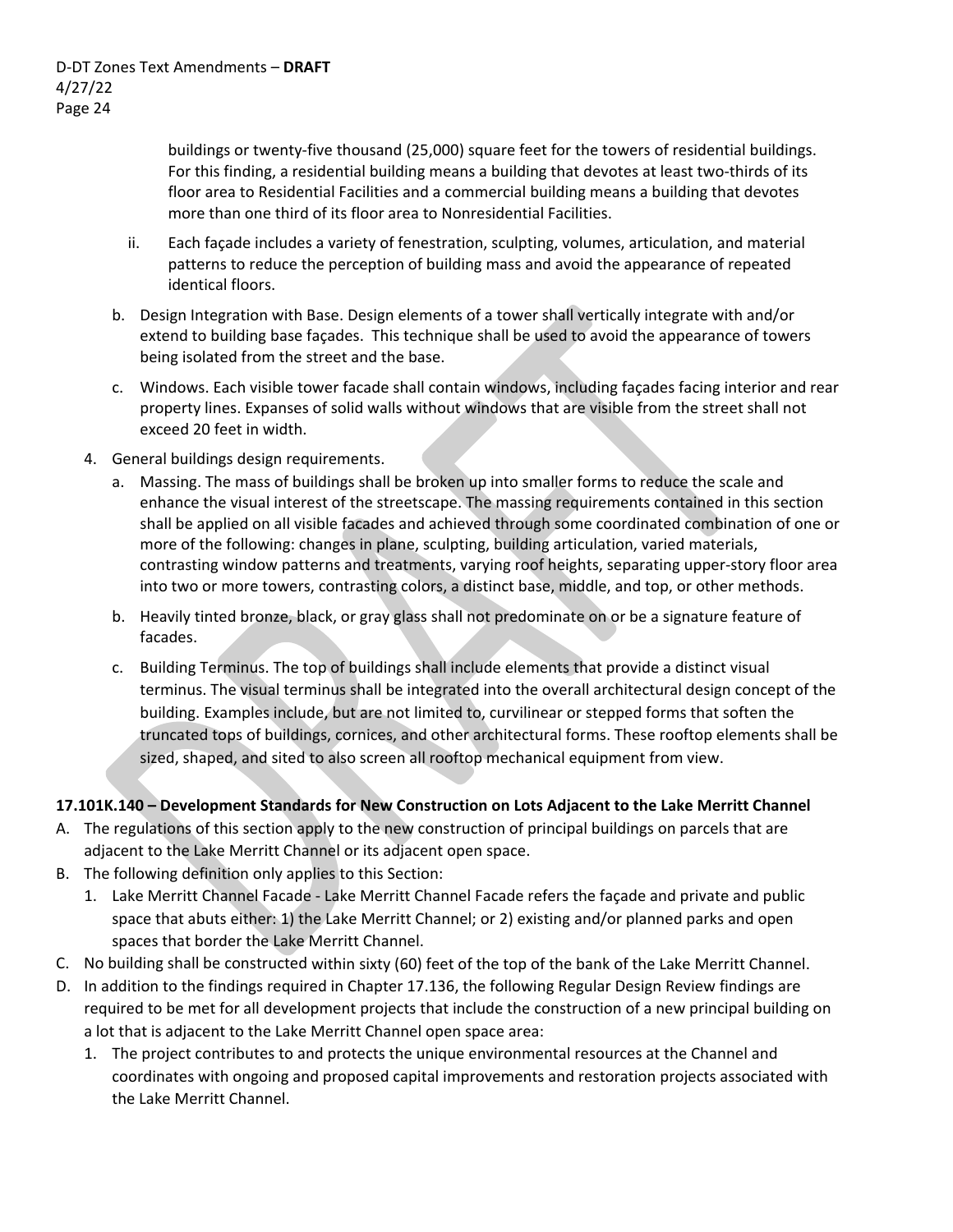buildings or twenty-five thousand (25,000) square feet for the towers of residential buildings. For this finding, a residential building means a building that devotes at least two-thirds of its floor area to Residential Facilities and a commercial building means a building that devotes more than one third of its floor area to Nonresidential Facilities.

   ii. Each façade includes a variety of fenestration, sculpting, volumes, articulation, and material patterns to reduce the perception of building mass and avoid the appearance of repeated identical floors.

b. Design Integration with Base. Design elements of a tower shall vertically integrate with and/or extend to building base façades. This technique shall be used to avoid the appearance of towers being isolated from the street and the base.

c. Windows. Each visible tower facade shall contain windows, including façades facing interior and rear property lines. Expanses of solid walls without windows that are visible from the street shall not exceed 20 feet in width.

4. General buildings design requirements.
   a. Massing. The mass of buildings shall be broken up into smaller forms to reduce the scale and enhance the visual interest of the streetscape. The massing requirements contained in this section shall be applied on all visible facades and achieved through some coordinated combination of one or more of the following: changes in plane, sculpting, building articulation, varied materials, contrasting window patterns and treatments, varying roof heights, separating upper-story floor area into two or more towers, contrasting colors, a distinct base, middle, and top, or other methods.
   b. Heavily tinted bronze, black, or gray glass shall not predominate on or be a signature feature of facades.
   c. Building Terminus. The top of buildings shall include elements that provide a distinct visual terminus. The visual terminus shall be integrated into the overall architectural design concept of the building. Examples include, but are not limited to, curvilinear or stepped forms that soften the truncated tops of buildings, cornices, and other architectural forms. These rooftop elements shall be sized, shaped, and sited to also screen all rooftop mechanical equipment from view.

**17.101K.140 – Development Standards for New Construction on Lots Adjacent to the Lake Merritt Channel**

A. The regulations of this section apply to the new construction of principal buildings on parcels that are adjacent to the Lake Merritt Channel or its adjacent open space.
B. The following definition only applies to this Section:
   1. Lake Merritt Channel Facade - Lake Merritt Channel Facade refers the façade and private and public space that abuts either: 1) the Lake Merritt Channel; or 2) existing and/or planned parks and open spaces that border the Lake Merritt Channel.
C. No building shall be constructed within sixty (60) feet of the top of the bank of the Lake Merritt Channel.
D. In addition to the findings required in Chapter 17.136, the following Regular Design Review findings are required to be met for all development projects that include the construction of a new principal building on a lot that is adjacent to the Lake Merritt Channel open space area:
   1. The project contributes to and protects the unique environmental resources at the Channel and coordinates with ongoing and proposed capital improvements and restoration projects associated with the Lake Merritt Channel.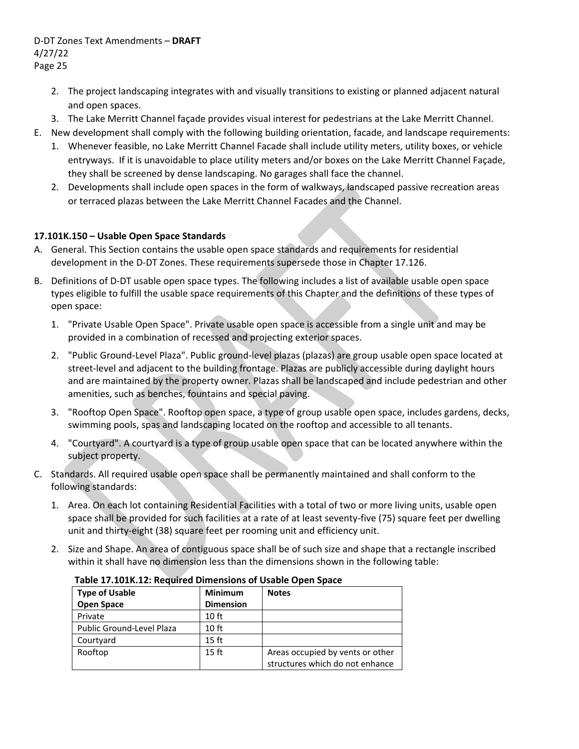2. The project landscaping integrates with and visually transitions to existing or planned adjacent natural and open spaces.
3. The Lake Merritt Channel façade provides visual interest for pedestrians at the Lake Merritt Channel.

E. New development shall comply with the following building orientation, facade, and landscape requirements:
   1. Whenever feasible, no Lake Merritt Channel Facade shall include utility meters, utility boxes, or vehicle entryways. If it is unavoidable to place utility meters and/or boxes on the Lake Merritt Channel Façade, they shall be screened by dense landscaping. No garages shall face the channel.
   2. Developments shall include open spaces in the form of walkways, landscaped passive recreation areas or terraced plazas between the Lake Merritt Channel Facades and the Channel.

**17.101K.150 – Usable Open Space Standards**

A. General. This Section contains the usable open space standards and requirements for residential development in the D-DT Zones. These requirements supersede those in Chapter 17.126.

B. Definitions of D-DT usable open space types. The following includes a list of available usable open space types eligible to fulfill the usable space requirements of this Chapter and the definitions of these types of open space:
   1. "Private Usable Open Space". Private usable open space is accessible from a single unit and may be provided in a combination of recessed and projecting exterior spaces.
   2. "Public Ground-Level Plaza". Public ground-level plazas (plazas) are group usable open space located at street-level and adjacent to the building frontage. Plazas are publicly accessible during daylight hours and are maintained by the property owner. Plazas shall be landscaped and include pedestrian and other amenities, such as benches, fountains and special paving.
   3. "Rooftop Open Space". Rooftop open space, a type of group usable open space, includes gardens, decks, swimming pools, spas and landscaping located on the rooftop and accessible to all tenants.
   4. "Courtyard". A courtyard is a type of group usable open space that can be located anywhere within the subject property.

C. Standards. All required usable open space shall be permanently maintained and shall conform to the following standards:
   1. Area. On each lot containing Residential Facilities with a total of two or more living units, usable open space shall be provided for such facilities at a rate of at least seventy-five (75) square feet per dwelling unit and thirty-eight (38) square feet per rooming unit and efficiency unit.
   2. Size and Shape. An area of contiguous space shall be of such size and shape that a rectangle inscribed within it shall have no dimension less than the dimensions shown in the following table:

**Table 17.101K.12: Required Dimensions of Usable Open Space**

| Type of Usable Open Space | Minimum Dimension | Notes |
|---|---|---|
| Private | 10 ft | |
| Public Ground-Level Plaza | 10 ft | |
| Courtyard | 15 ft | |
| Rooftop | 15 ft | Areas occupied by vents or other structures which do not enhance |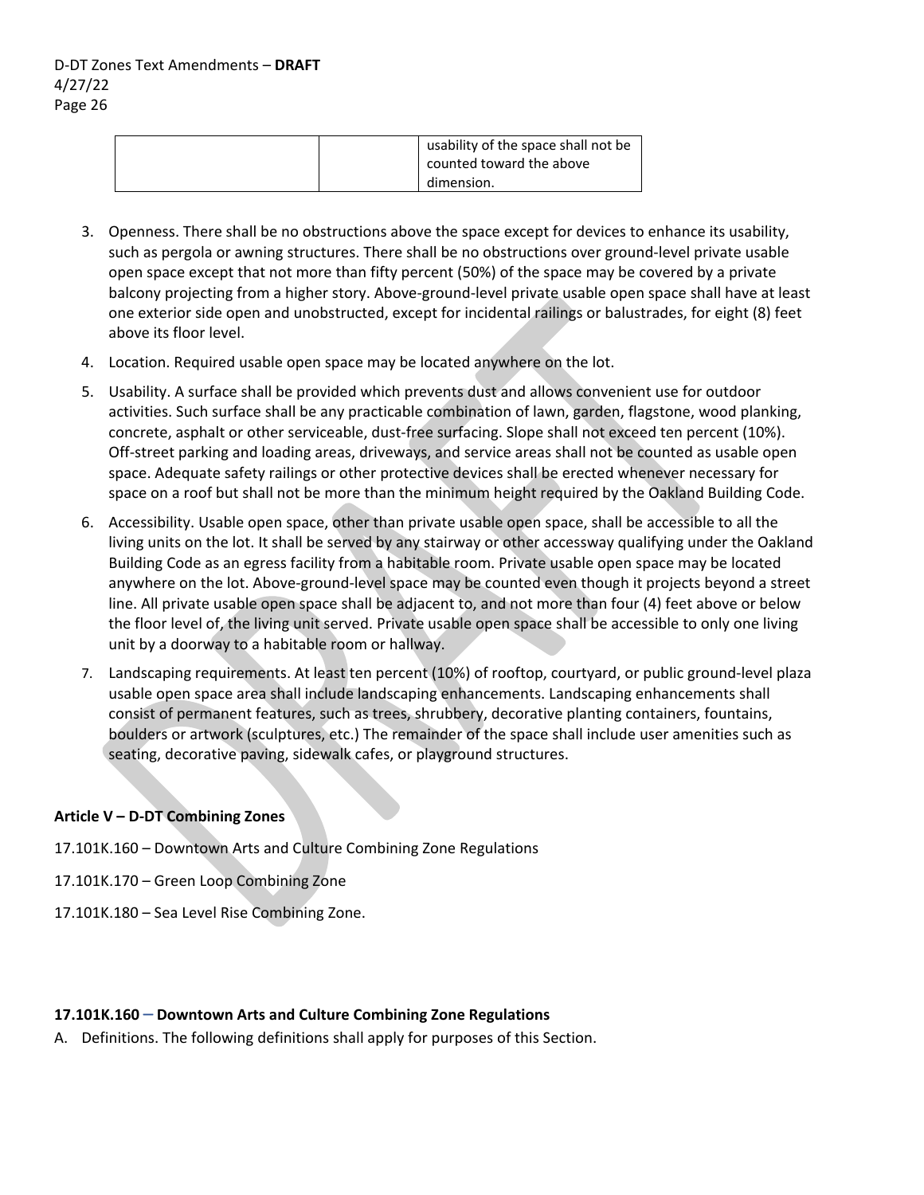| | | usability of the space shall not be counted toward the above dimension. |
|---|---|---|

3. Openness. There shall be no obstructions above the space except for devices to enhance its usability, such as pergola or awning structures. There shall be no obstructions over ground-level private usable open space except that not more than fifty percent (50%) of the space may be covered by a private balcony projecting from a higher story. Above-ground-level private usable open space shall have at least one exterior side open and unobstructed, except for incidental railings or balustrades, for eight (8) feet above its floor level.
4. Location. Required usable open space may be located anywhere on the lot.
5. Usability. A surface shall be provided which prevents dust and allows convenient use for outdoor activities. Such surface shall be any practicable combination of lawn, garden, flagstone, wood planking, concrete, asphalt or other serviceable, dust-free surfacing. Slope shall not exceed ten percent (10%). Off-street parking and loading areas, driveways, and service areas shall not be counted as usable open space. Adequate safety railings or other protective devices shall be erected whenever necessary for space on a roof but shall not be more than the minimum height required by the Oakland Building Code.
6. Accessibility. Usable open space, other than private usable open space, shall be accessible to all the living units on the lot. It shall be served by any stairway or other accessway qualifying under the Oakland Building Code as an egress facility from a habitable room. Private usable open space may be located anywhere on the lot. Above-ground-level space may be counted even though it projects beyond a street line. All private usable open space shall be adjacent to, and not more than four (4) feet above or below the floor level of, the living unit served. Private usable open space shall be accessible to only one living unit by a doorway to a habitable room or hallway.
7. Landscaping requirements. At least ten percent (10%) of rooftop, courtyard, or public ground-level plaza usable open space area shall include landscaping enhancements. Landscaping enhancements shall consist of permanent features, such as trees, shrubbery, decorative planting containers, fountains, boulders or artwork (sculptures, etc.) The remainder of the space shall include user amenities such as seating, decorative paving, sidewalk cafes, or playground structures.

**Article V – D-DT Combining Zones**

17.101K.160 – Downtown Arts and Culture Combining Zone Regulations

17.101K.170 – Green Loop Combining Zone

17.101K.180 – Sea Level Rise Combining Zone.

**17.101K.160 – Downtown Arts and Culture Combining Zone Regulations**

A. Definitions. The following definitions shall apply for purposes of this Section.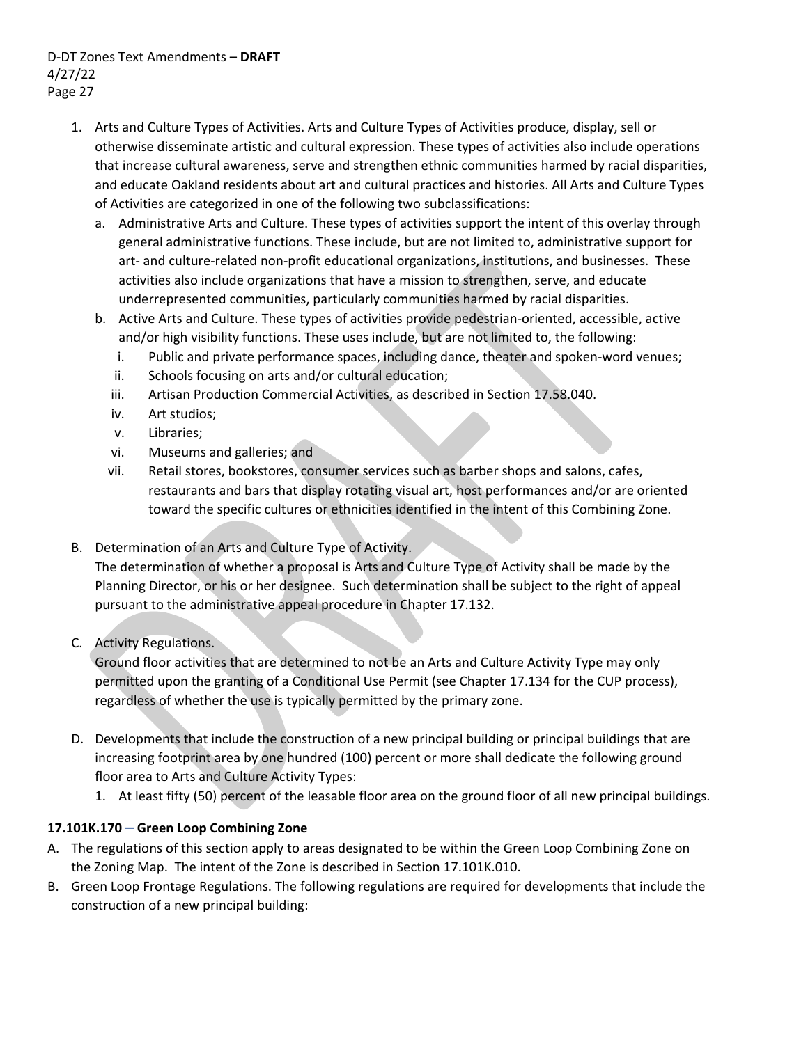1. Arts and Culture Types of Activities. Arts and Culture Types of Activities produce, display, sell or otherwise disseminate artistic and cultural expression. These types of activities also include operations that increase cultural awareness, serve and strengthen ethnic communities harmed by racial disparities, and educate Oakland residents about art and cultural practices and histories. All Arts and Culture Types of Activities are categorized in one of the following two subclassifications:
   a. Administrative Arts and Culture. These types of activities support the intent of this overlay through general administrative functions. These include, but are not limited to, administrative support for art- and culture-related non-profit educational organizations, institutions, and businesses. These activities also include organizations that have a mission to strengthen, serve, and educate underrepresented communities, particularly communities harmed by racial disparities.
   b. Active Arts and Culture. These types of activities provide pedestrian-oriented, accessible, active and/or high visibility functions. These uses include, but are not limited to, the following:
      i. Public and private performance spaces, including dance, theater and spoken-word venues;
      ii. Schools focusing on arts and/or cultural education;
      iii. Artisan Production Commercial Activities, as described in Section 17.58.040.
      iv. Art studios;
      v. Libraries;
      vi. Museums and galleries; and
      vii. Retail stores, bookstores, consumer services such as barber shops and salons, cafes, restaurants and bars that display rotating visual art, host performances and/or are oriented toward the specific cultures or ethnicities identified in the intent of this Combining Zone.

B. Determination of an Arts and Culture Type of Activity.
   The determination of whether a proposal is Arts and Culture Type of Activity shall be made by the Planning Director, or his or her designee. Such determination shall be subject to the right of appeal pursuant to the administrative appeal procedure in Chapter 17.132.

C. Activity Regulations.
   Ground floor activities that are determined to not be an Arts and Culture Activity Type may only permitted upon the granting of a Conditional Use Permit (see Chapter 17.134 for the CUP process), regardless of whether the use is typically permitted by the primary zone.

D. Developments that include the construction of a new principal building or principal buildings that are increasing footprint area by one hundred (100) percent or more shall dedicate the following ground floor area to Arts and Culture Activity Types:
   1. At least fifty (50) percent of the leasable floor area on the ground floor of all new principal buildings.

**17.101K.170 – Green Loop Combining Zone**

A. The regulations of this section apply to areas designated to be within the Green Loop Combining Zone on the Zoning Map. The intent of the Zone is described in Section 17.101K.010.
B. Green Loop Frontage Regulations. The following regulations are required for developments that include the construction of a new principal building: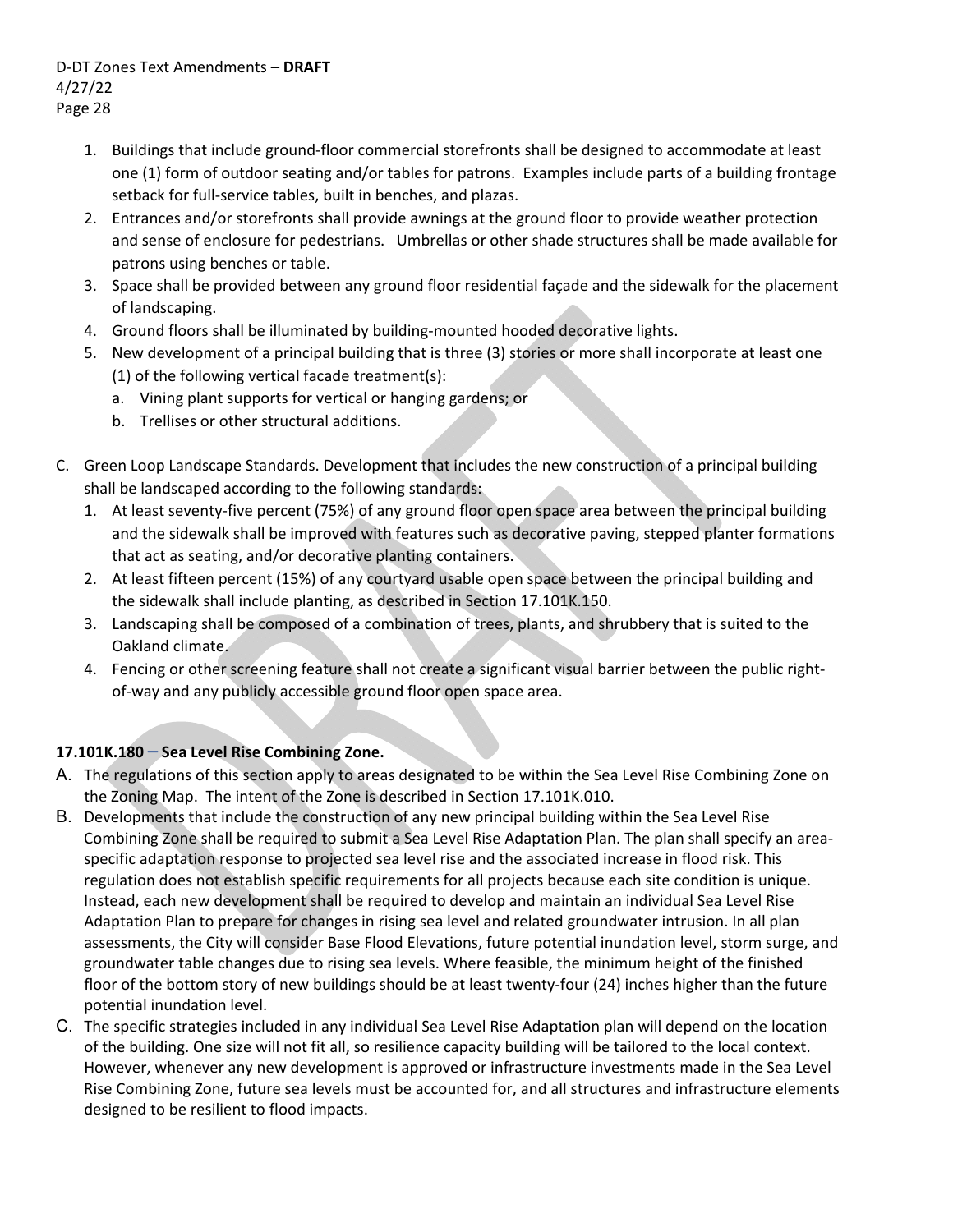1. Buildings that include ground-floor commercial storefronts shall be designed to accommodate at least one (1) form of outdoor seating and/or tables for patrons. Examples include parts of a building frontage setback for full-service tables, built in benches, and plazas.
2. Entrances and/or storefronts shall provide awnings at the ground floor to provide weather protection and sense of enclosure for pedestrians. Umbrellas or other shade structures shall be made available for patrons using benches or table.
3. Space shall be provided between any ground floor residential façade and the sidewalk for the placement of landscaping.
4. Ground floors shall be illuminated by building-mounted hooded decorative lights.
5. New development of a principal building that is three (3) stories or more shall incorporate at least one (1) of the following vertical facade treatment(s):
   a. Vining plant supports for vertical or hanging gardens; or
   b. Trellises or other structural additions.

C. Green Loop Landscape Standards. Development that includes the new construction of a principal building shall be landscaped according to the following standards:
   1. At least seventy-five percent (75%) of any ground floor open space area between the principal building and the sidewalk shall be improved with features such as decorative paving, stepped planter formations that act as seating, and/or decorative planting containers.
   2. At least fifteen percent (15%) of any courtyard usable open space between the principal building and the sidewalk shall include planting, as described in Section 17.101K.150.
   3. Landscaping shall be composed of a combination of trees, plants, and shrubbery that is suited to the Oakland climate.
   4. Fencing or other screening feature shall not create a significant visual barrier between the public right-of-way and any publicly accessible ground floor open space area.

**17.101K.180 – Sea Level Rise Combining Zone.**

A. The regulations of this section apply to areas designated to be within the Sea Level Rise Combining Zone on the Zoning Map. The intent of the Zone is described in Section 17.101K.010.

B. Developments that include the construction of any new principal building within the Sea Level Rise Combining Zone shall be required to submit a Sea Level Rise Adaptation Plan. The plan shall specify an area-specific adaptation response to projected sea level rise and the associated increase in flood risk. This regulation does not establish specific requirements for all projects because each site condition is unique. Instead, each new development shall be required to develop and maintain an individual Sea Level Rise Adaptation Plan to prepare for changes in rising sea level and related groundwater intrusion. In all plan assessments, the City will consider Base Flood Elevations, future potential inundation level, storm surge, and groundwater table changes due to rising sea levels. Where feasible, the minimum height of the finished floor of the bottom story of new buildings should be at least twenty-four (24) inches higher than the future potential inundation level.

C. The specific strategies included in any individual Sea Level Rise Adaptation plan will depend on the location of the building. One size will not fit all, so resilience capacity building will be tailored to the local context. However, whenever any new development is approved or infrastructure investments made in the Sea Level Rise Combining Zone, future sea levels must be accounted for, and all structures and infrastructure elements designed to be resilient to flood impacts.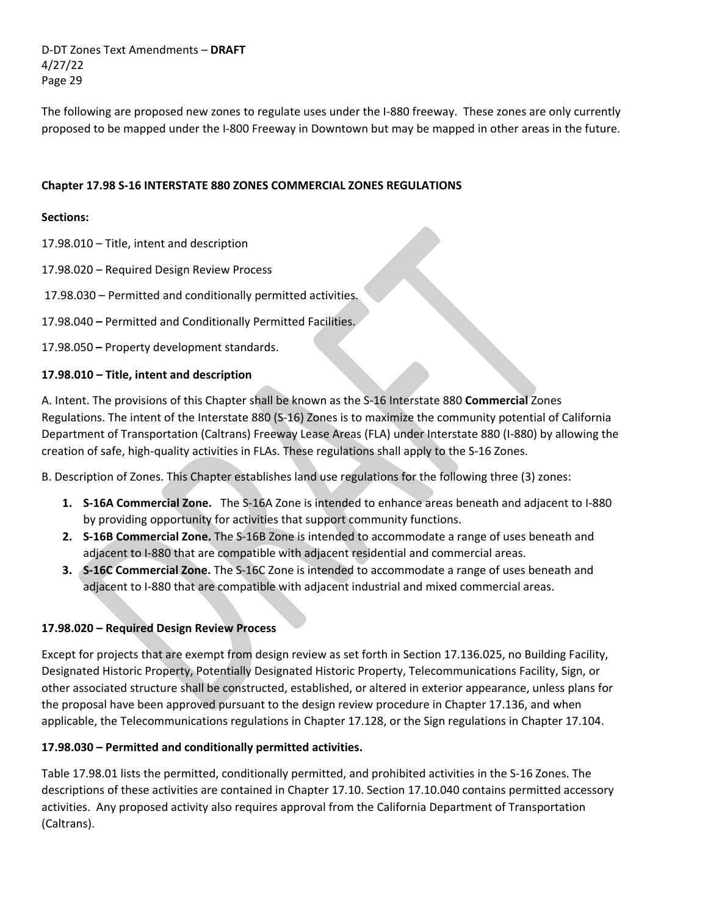The following are proposed new zones to regulate uses under the I-880 freeway. These zones are only currently proposed to be mapped under the I-800 Freeway in Downtown but may be mapped in other areas in the future.

**Chapter 17.98 S-16 INTERSTATE 880 ZONES COMMERCIAL ZONES REGULATIONS**

**Sections:**

17.98.010 – Title, intent and description

17.98.020 – Required Design Review Process

17.98.030 – Permitted and conditionally permitted activities.

17.98.040 **–** Permitted and Conditionally Permitted Facilities.

17.98.050 **–** Property development standards.

**17.98.010 – Title, intent and description**

A. Intent. The provisions of this Chapter shall be known as the S-16 Interstate 880 **Commercial** Zones Regulations. The intent of the Interstate 880 (S-16) Zones is to maximize the community potential of California Department of Transportation (Caltrans) Freeway Lease Areas (FLA) under Interstate 880 (I-880) by allowing the creation of safe, high-quality activities in FLAs. These regulations shall apply to the S-16 Zones.

B. Description of Zones. This Chapter establishes land use regulations for the following three (3) zones:

1. **S-16A Commercial Zone.** The S-16A Zone is intended to enhance areas beneath and adjacent to I-880 by providing opportunity for activities that support community functions.
2. **S-16B Commercial Zone.** The S-16B Zone is intended to accommodate a range of uses beneath and adjacent to I-880 that are compatible with adjacent residential and commercial areas.
3. **S-16C Commercial Zone.** The S-16C Zone is intended to accommodate a range of uses beneath and adjacent to I-880 that are compatible with adjacent industrial and mixed commercial areas.

**17.98.020 – Required Design Review Process**

Except for projects that are exempt from design review as set forth in Section 17.136.025, no Building Facility, Designated Historic Property, Potentially Designated Historic Property, Telecommunications Facility, Sign, or other associated structure shall be constructed, established, or altered in exterior appearance, unless plans for the proposal have been approved pursuant to the design review procedure in Chapter 17.136, and when applicable, the Telecommunications regulations in Chapter 17.128, or the Sign regulations in Chapter 17.104.

**17.98.030 – Permitted and conditionally permitted activities.**

Table 17.98.01 lists the permitted, conditionally permitted, and prohibited activities in the S-16 Zones. The descriptions of these activities are contained in Chapter 17.10. Section 17.10.040 contains permitted accessory activities. Any proposed activity also requires approval from the California Department of Transportation (Caltrans).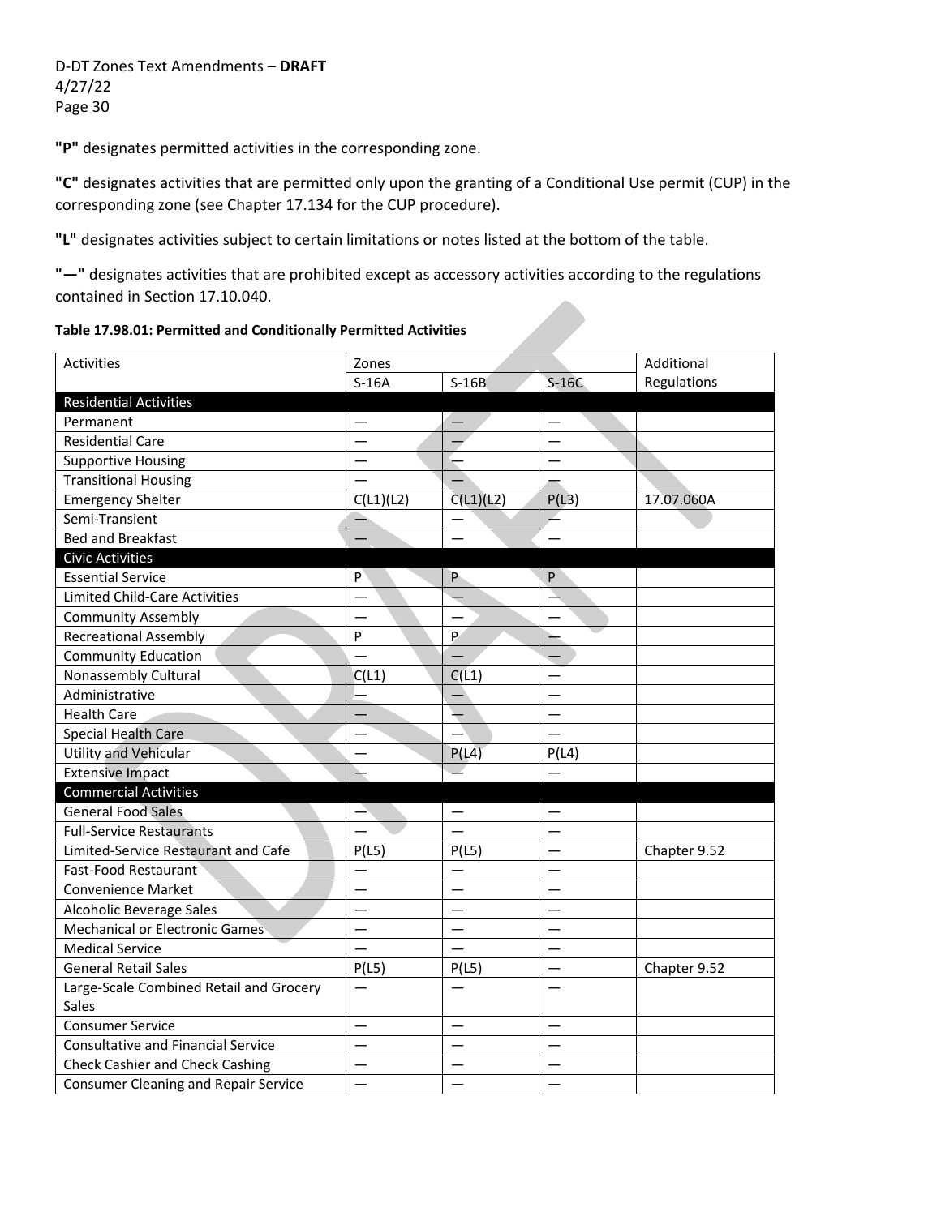**"P"** designates permitted activities in the corresponding zone.

**"C"** designates activities that are permitted only upon the granting of a Conditional Use permit (CUP) in the corresponding zone (see Chapter 17.134 for the CUP procedure).

**"L"** designates activities subject to certain limitations or notes listed at the bottom of the table.

**"—"** designates activities that are prohibited except as accessory activities according to the regulations contained in Section 17.10.040.

**Table 17.98.01: Permitted and Conditionally Permitted Activities**

| Activities | Zones | | | Additional Regulations |
|---|---|---|---|---|
| | S-16A | S-16B | S-16C | |
| **Residential Activities** | | | | |
| Permanent | — | — | — | |
| Residential Care | — | — | — | |
| Supportive Housing | — | — | — | |
| Transitional Housing | — | — | — | |
| Emergency Shelter | C(L1)(L2) | C(L1)(L2) | P(L3) | 17.07.060A |
| Semi-Transient | — | — | — | |
| Bed and Breakfast | — | — | — | |
| **Civic Activities** | | | | |
| Essential Service | P | P | P | |
| Limited Child-Care Activities | — | — | — | |
| Community Assembly | — | — | — | |
| Recreational Assembly | P | P | — | |
| Community Education | — | — | — | |
| Nonassembly Cultural | C(L1) | C(L1) | — | |
| Administrative | — | — | — | |
| Health Care | — | — | — | |
| Special Health Care | — | — | — | |
| Utility and Vehicular | — | P(L4) | P(L4) | |
| Extensive Impact | — | — | — | |
| **Commercial Activities** | | | | |
| General Food Sales | — | — | — | |
| Full-Service Restaurants | — | — | — | |
| Limited-Service Restaurant and Cafe | P(L5) | P(L5) | — | Chapter 9.52 |
| Fast-Food Restaurant | — | — | — | |
| Convenience Market | — | — | — | |
| Alcoholic Beverage Sales | — | — | — | |
| Mechanical or Electronic Games | — | — | — | |
| Medical Service | — | — | — | |
| General Retail Sales | P(L5) | P(L5) | — | Chapter 9.52 |
| Large-Scale Combined Retail and Grocery Sales | — | — | — | |
| Consumer Service | — | — | — | |
| Consultative and Financial Service | — | — | — | |
| Check Cashier and Check Cashing | — | — | — | |
| Consumer Cleaning and Repair Service | — | — | — | |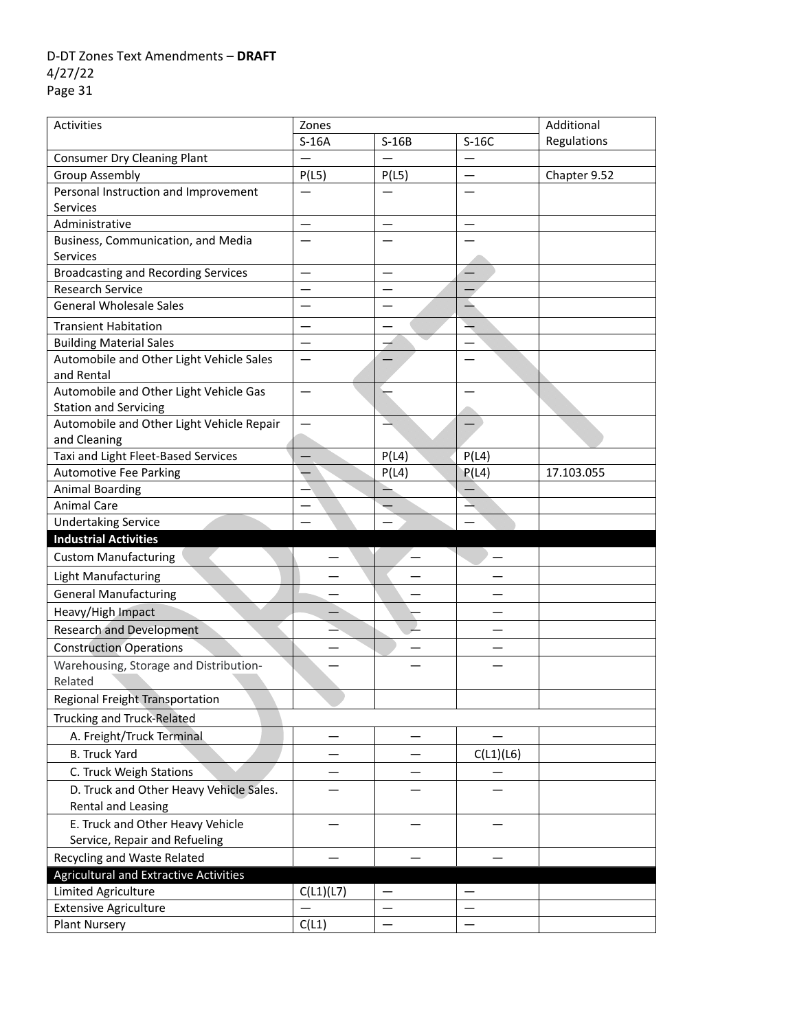| Activities | Zones | | | Additional Regulations |
|---|---|---|---|---|
| | S-16A | S-16B | S-16C | |
| Consumer Dry Cleaning Plant | — | — | — | |
| Group Assembly | P(L5) | P(L5) | — | Chapter 9.52 |
| Personal Instruction and Improvement Services | — | — | — | |
| Administrative | — | — | — | |
| Business, Communication, and Media Services | — | — | — | |
| Broadcasting and Recording Services | — | — | — | |
| Research Service | — | — | — | |
| General Wholesale Sales | — | — | — | |
| Transient Habitation | — | — | — | |
| Building Material Sales | — | — | — | |
| Automobile and Other Light Vehicle Sales and Rental | — | — | — | |
| Automobile and Other Light Vehicle Gas Station and Servicing | — | — | — | |
| Automobile and Other Light Vehicle Repair and Cleaning | — | — | — | |
| Taxi and Light Fleet-Based Services | — | P(L4) | P(L4) | |
| Automotive Fee Parking | — | P(L4) | P(L4) | 17.103.055 |
| Animal Boarding | — | — | — | |
| Animal Care | — | — | — | |
| Undertaking Service | — | — | — | |
| **Industrial Activities** | | | | |
| Custom Manufacturing | — | — | — | |
| Light Manufacturing | — | — | — | |
| General Manufacturing | — | — | — | |
| Heavy/High Impact | — | — | — | |
| Research and Development | — | — | — | |
| Construction Operations | — | — | — | |
| Warehousing, Storage and Distribution-Related | — | — | — | |
| Regional Freight Transportation | | | | |
| Trucking and Truck-Related | | | | |
| A. Freight/Truck Terminal | — | — | — | |
| B. Truck Yard | — | — | C(L1)(L6) | |
| C. Truck Weigh Stations | — | — | — | |
| D. Truck and Other Heavy Vehicle Sales. Rental and Leasing | — | — | — | |
| E. Truck and Other Heavy Vehicle Service, Repair and Refueling | — | — | — | |
| Recycling and Waste Related | — | — | — | |
| **Agricultural and Extractive Activities** | | | | |
| Limited Agriculture | C(L1)(L7) | — | — | |
| Extensive Agriculture | — | — | — | |
| Plant Nursery | C(L1) | — | — | |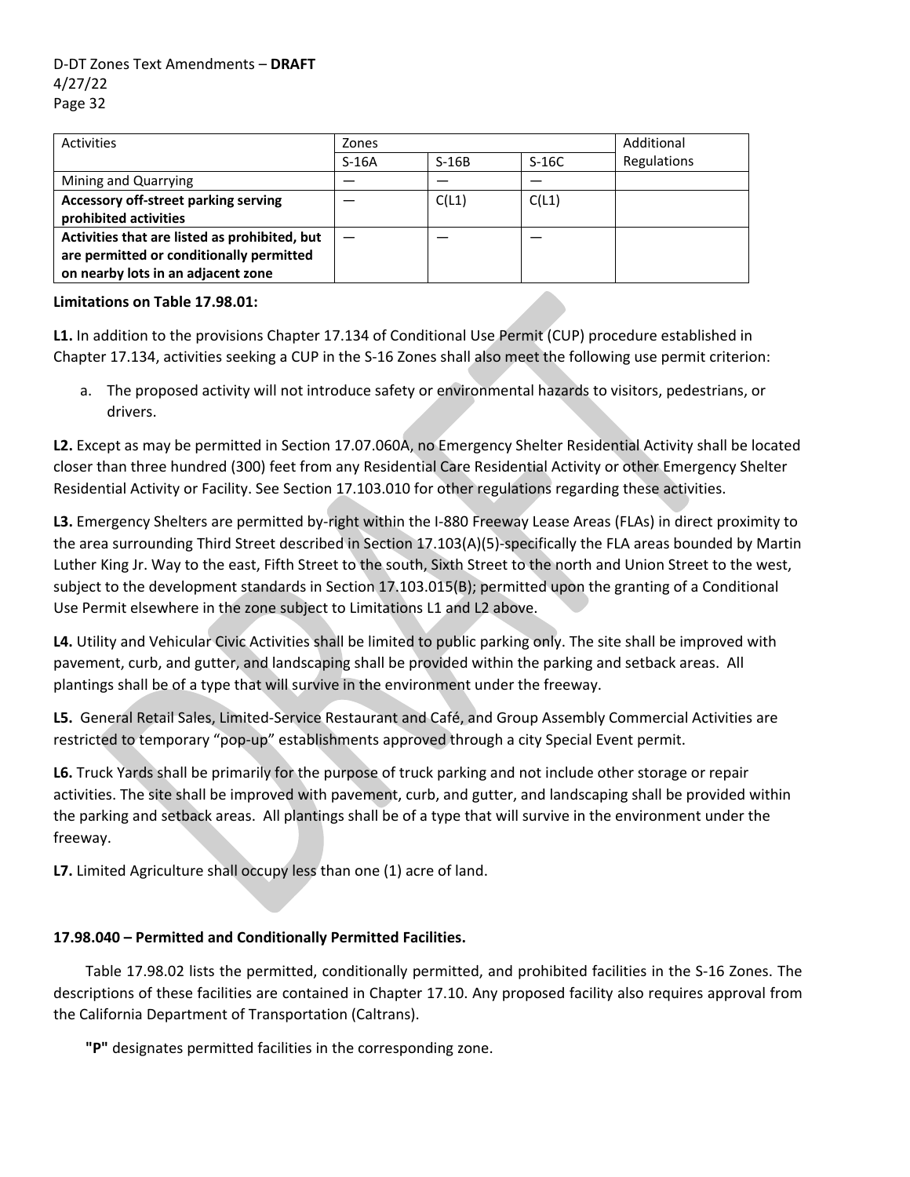| Activities | Zones | | | Additional Regulations |
|---|---|---|---|---|
| | S-16A | S-16B | S-16C | |
| Mining and Quarrying | — | — | — | |
| **Accessory off-street parking serving prohibited activities** | — | C(L1) | C(L1) | |
| **Activities that are listed as prohibited, but are permitted or conditionally permitted on nearby lots in an adjacent zone** | — | — | — | |

**Limitations on Table 17.98.01:**

**L1.** In addition to the provisions Chapter 17.134 of Conditional Use Permit (CUP) procedure established in Chapter 17.134, activities seeking a CUP in the S-16 Zones shall also meet the following use permit criterion:

a. The proposed activity will not introduce safety or environmental hazards to visitors, pedestrians, or drivers.

**L2.** Except as may be permitted in Section 17.07.060A, no Emergency Shelter Residential Activity shall be located closer than three hundred (300) feet from any Residential Care Residential Activity or other Emergency Shelter Residential Activity or Facility. See Section 17.103.010 for other regulations regarding these activities.

**L3.** Emergency Shelters are permitted by-right within the I-880 Freeway Lease Areas (FLAs) in direct proximity to the area surrounding Third Street described in Section 17.103(A)(5)-specifically the FLA areas bounded by Martin Luther King Jr. Way to the east, Fifth Street to the south, Sixth Street to the north and Union Street to the west, subject to the development standards in Section 17.103.015(B); permitted upon the granting of a Conditional Use Permit elsewhere in the zone subject to Limitations L1 and L2 above.

**L4.** Utility and Vehicular Civic Activities shall be limited to public parking only. The site shall be improved with pavement, curb, and gutter, and landscaping shall be provided within the parking and setback areas. All plantings shall be of a type that will survive in the environment under the freeway.

**L5.** General Retail Sales, Limited-Service Restaurant and Café, and Group Assembly Commercial Activities are restricted to temporary "pop-up" establishments approved through a city Special Event permit.

**L6.** Truck Yards shall be primarily for the purpose of truck parking and not include other storage or repair activities. The site shall be improved with pavement, curb, and gutter, and landscaping shall be provided within the parking and setback areas. All plantings shall be of a type that will survive in the environment under the freeway.

**L7.** Limited Agriculture shall occupy less than one (1) acre of land.

**17.98.040 – Permitted and Conditionally Permitted Facilities.**

Table 17.98.02 lists the permitted, conditionally permitted, and prohibited facilities in the S-16 Zones. The descriptions of these facilities are contained in Chapter 17.10. Any proposed facility also requires approval from the California Department of Transportation (Caltrans).

**"P"** designates permitted facilities in the corresponding zone.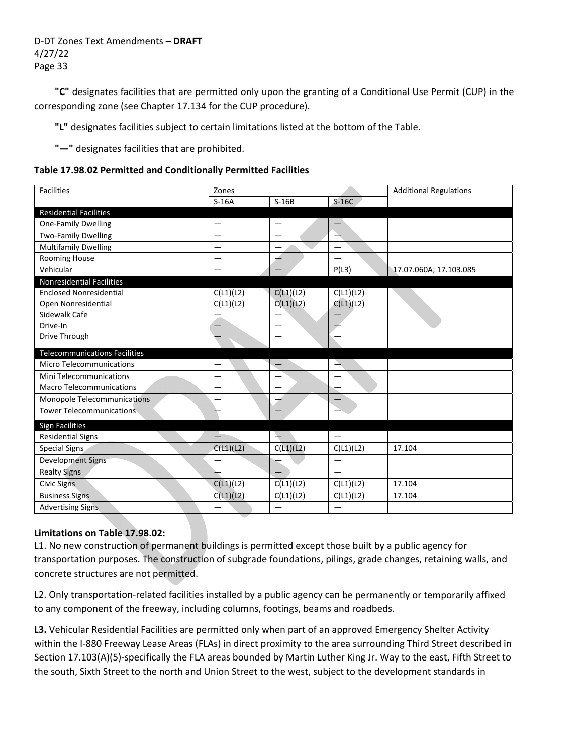**"C"** designates facilities that are permitted only upon the granting of a Conditional Use Permit (CUP) in the corresponding zone (see Chapter 17.134 for the CUP procedure).

**"L"** designates facilities subject to certain limitations listed at the bottom of the Table.

**"—"** designates facilities that are prohibited.

**Table 17.98.02 Permitted and Conditionally Permitted Facilities**

| Facilities | Zones | | | Additional Regulations |
|---|---|---|---|---|
| | S-16A | S-16B | S-16C | |
| **Residential Facilities** | | | | |
| One-Family Dwelling | — | — | — | |
| Two-Family Dwelling | — | — | — | |
| Multifamily Dwelling | — | — | — | |
| Rooming House | — | — | — | |
| Vehicular | — | — | P(L3) | 17.07.060A; 17.103.085 |
| **Nonresidential Facilities** | | | | |
| Enclosed Nonresidential | C(L1)(L2) | C(L1)(L2) | C(L1)(L2) | |
| Open Nonresidential | C(L1)(L2) | C(L1)(L2) | C(L1)(L2) | |
| Sidewalk Cafe | — | — | — | |
| Drive-In | — | — | — | |
| Drive Through | — | — | — | |
| **Telecommunications Facilities** | | | | |
| Micro Telecommunications | — | — | — | |
| Mini Telecommunications | — | — | — | |
| Macro Telecommunications | — | — | — | |
| Monopole Telecommunications | — | — | — | |
| Tower Telecommunications | — | — | — | |
| **Sign Facilities** | | | | |
| Residential Signs | — | — | — | |
| Special Signs | C(L1)(L2) | C(L1)(L2) | C(L1)(L2) | 17.104 |
| Development Signs | — | — | — | |
| Realty Signs | — | — | — | |
| Civic Signs | C(L1)(L2) | C(L1)(L2) | C(L1)(L2) | 17.104 |
| Business Signs | C(L1)(L2) | C(L1)(L2) | C(L1)(L2) | 17.104 |
| Advertising Signs | — | — | — | |

**Limitations on Table 17.98.02:**

L1. No new construction of permanent buildings is permitted except those built by a public agency for transportation purposes. The construction of subgrade foundations, pilings, grade changes, retaining walls, and concrete structures are not permitted.

L2. Only transportation-related facilities installed by a public agency can be permanently or temporarily affixed to any component of the freeway, including columns, footings, beams and roadbeds.

**L3.** Vehicular Residential Facilities are permitted only when part of an approved Emergency Shelter Activity within the I-880 Freeway Lease Areas (FLAs) in direct proximity to the area surrounding Third Street described in Section 17.103(A)(5)-specifically the FLA areas bounded by Martin Luther King Jr. Way to the east, Fifth Street to the south, Sixth Street to the north and Union Street to the west, subject to the development standards in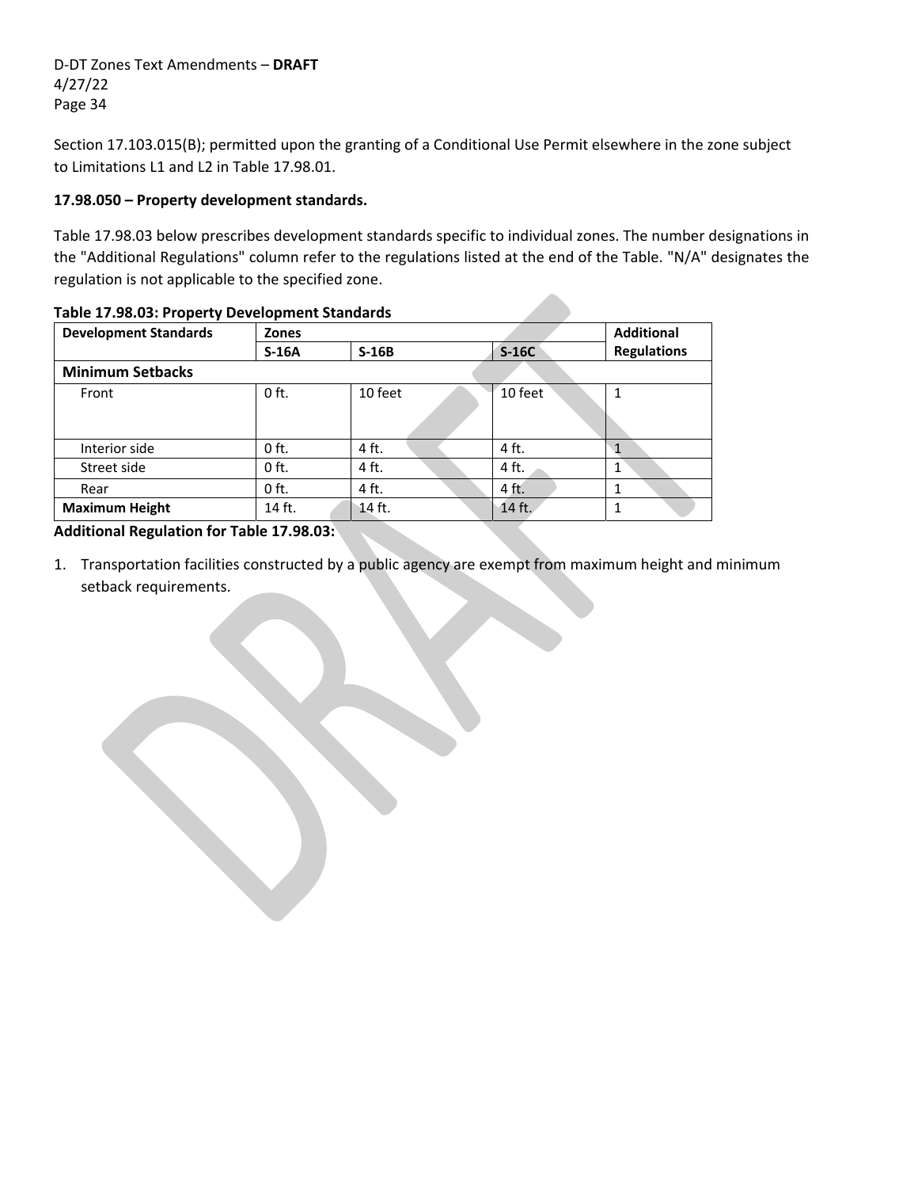Section 17.103.015(B); permitted upon the granting of a Conditional Use Permit elsewhere in the zone subject to Limitations L1 and L2 in Table 17.98.01.

**17.98.050 – Property development standards.**

Table 17.98.03 below prescribes development standards specific to individual zones. The number designations in the "Additional Regulations" column refer to the regulations listed at the end of the Table. "N/A" designates the regulation is not applicable to the specified zone.

**Table 17.98.03: Property Development Standards**

| Development Standards | Zones | | | Additional Regulations |
|---|---|---|---|---|
| | S-16A | S-16B | S-16C | |
| **Minimum Setbacks** | | | | |
| Front | 0 ft. | 10 feet | 10 feet | 1 |
| Interior side | 0 ft. | 4 ft. | 4 ft. | 1 |
| Street side | 0 ft. | 4 ft. | 4 ft. | 1 |
| Rear | 0 ft. | 4 ft. | 4 ft. | 1 |
| **Maximum Height** | 14 ft. | 14 ft. | 14 ft. | 1 |

**Additional Regulation for Table 17.98.03:**

1. Transportation facilities constructed by a public agency are exempt from maximum height and minimum setback requirements.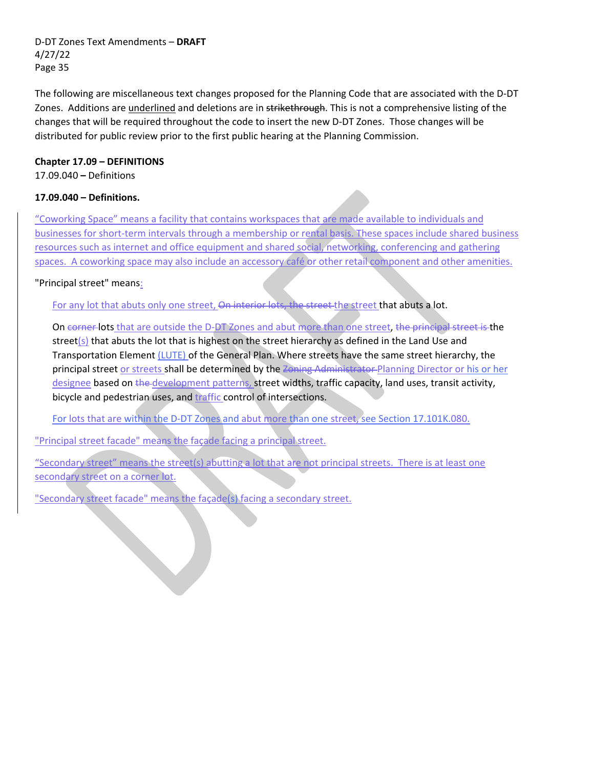The following are miscellaneous text changes proposed for the Planning Code that are associated with the D-DT Zones. Additions are <u>underlined</u> and deletions are in ~~strikethrough~~. This is not a comprehensive listing of the changes that will be required throughout the code to insert the new D-DT Zones. Those changes will be distributed for public review prior to the first public hearing at the Planning Commission.

**Chapter 17.09 – DEFINITIONS**

17.09.040 **–** Definitions

**17.09.040 – Definitions.**

<u>"Coworking Space" means a facility that contains workspaces that are made available to individuals and businesses for short-term intervals through a membership or rental basis. These spaces include shared business resources such as internet and office equipment and shared social, networking, conferencing and gathering spaces. A coworking space may also include an accessory café or other retail component and other amenities.</u>

"Principal street" means<u>:</u>

<u>For any lot that abuts only one street,</u> ~~On interior lots, the street~~ <u>the street</u> that abuts a lot.

On ~~corner~~ lots <u>that are outside the D-DT Zones and abut more than one street</u>, ~~the principal street is~~ the street<u>(s)</u> that abuts the lot that is highest on the street hierarchy as defined in the Land Use and Transportation Element <u>(LUTE)</u> of the General Plan. Where streets have the same street hierarchy, the principal street <u>or streets</u> shall be determined by the ~~Zoning Administrator~~ <u>Planning Director or his or her designee</u> based on ~~the~~ <u>development patterns,</u> street widths, traffic capacity, land uses, transit activity, bicycle and pedestrian uses, and <u>traffic</u> control of intersections.

<u>For lots that are within the D-DT Zones and abut more than one street, see Section 17.101K.080.</u>

<u>"Principal street facade" means the façade facing a principal street.</u>

<u>"Secondary street" means the street(s) abutting a lot that are not principal streets. There is at least one secondary street on a corner lot.</u>

<u>"Secondary street facade" means the façade(s) facing a secondary street.</u>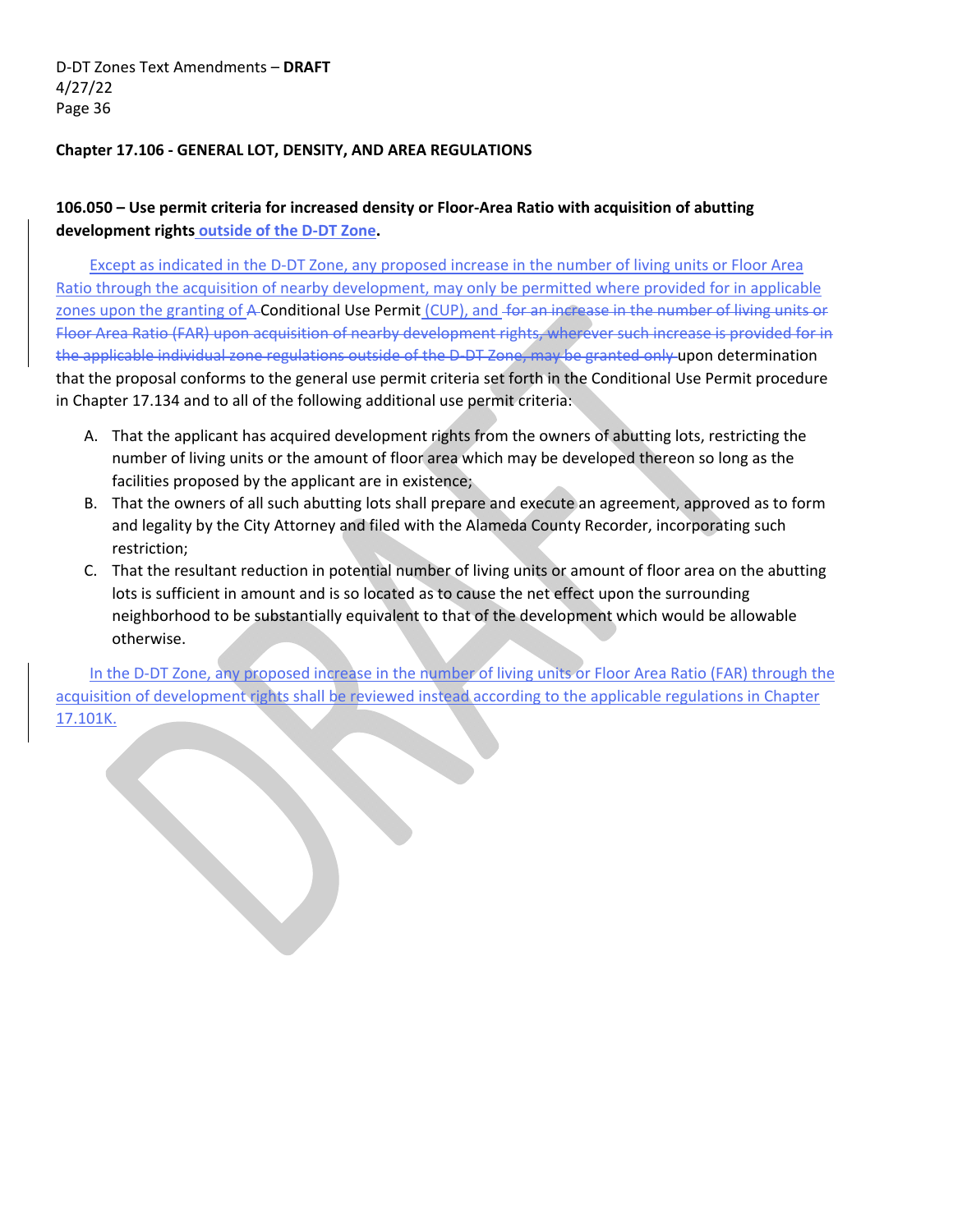## Chapter 17.106 - GENERAL LOT, DENSITY, AND AREA REGULATIONS

### 106.050 – Use permit criteria for increased density or Floor-Area Ratio with acquisition of abutting development rights outside of the D-DT Zone.

Except as indicated in the D-DT Zone, any proposed increase in the number of living units or Floor Area Ratio through the acquisition of nearby development, may only be permitted where provided for in applicable zones upon the granting of ~~A~~ Conditional Use Permit (CUP), and ~~for an increase in the number of living units or Floor Area Ratio (FAR) upon acquisition of nearby development rights, wherever such increase is provided for in the applicable individual zone regulations outside of the D-DT Zone, may be granted only~~ upon determination that the proposal conforms to the general use permit criteria set forth in the Conditional Use Permit procedure in Chapter 17.134 and to all of the following additional use permit criteria:

A. That the applicant has acquired development rights from the owners of abutting lots, restricting the number of living units or the amount of floor area which may be developed thereon so long as the facilities proposed by the applicant are in existence;
B. That the owners of all such abutting lots shall prepare and execute an agreement, approved as to form and legality by the City Attorney and filed with the Alameda County Recorder, incorporating such restriction;
C. That the resultant reduction in potential number of living units or amount of floor area on the abutting lots is sufficient in amount and is so located as to cause the net effect upon the surrounding neighborhood to be substantially equivalent to that of the development which would be allowable otherwise.

In the D-DT Zone, any proposed increase in the number of living units or Floor Area Ratio (FAR) through the acquisition of development rights shall be reviewed instead according to the applicable regulations in Chapter 17.101K.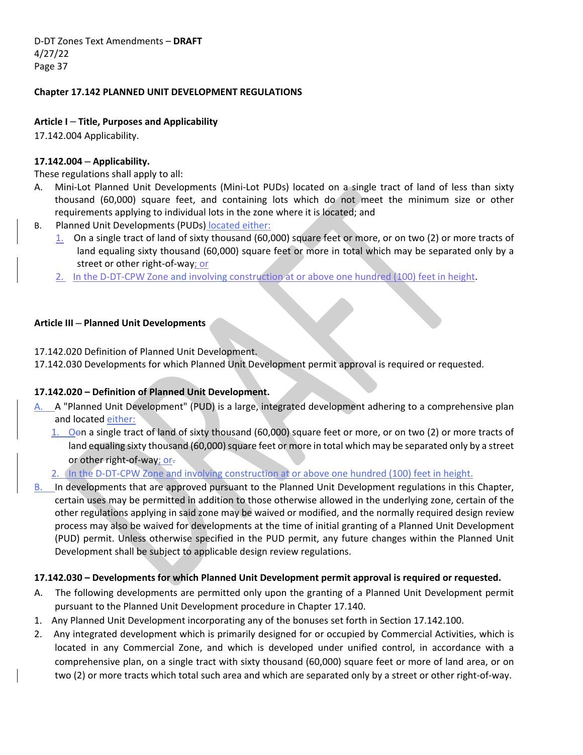**Chapter 17.142 PLANNED UNIT DEVELOPMENT REGULATIONS**

**Article I – Title, Purposes and Applicability**

17.142.004 Applicability.

**17.142.004 – Applicability.**

These regulations shall apply to all:

A. Mini-Lot Planned Unit Developments (Mini-Lot PUDs) located on a single tract of land of less than sixty thousand (60,000) square feet, and containing lots which do not meet the minimum size or other requirements applying to individual lots in the zone where it is located; and

B. Planned Unit Developments (PUDs) located either:

   1. On a single tract of land of sixty thousand (60,000) square feet or more, or on two (2) or more tracts of land equaling sixty thousand (60,000) square feet or more in total which may be separated only by a street or other right-of-way; or

   2. In the D-DT-CPW Zone and involving construction at or above one hundred (100) feet in height.

**Article III – Planned Unit Developments**

17.142.020 Definition of Planned Unit Development.

17.142.030 Developments for which Planned Unit Development permit approval is required or requested.

**17.142.020 – Definition of Planned Unit Development.**

A. A "Planned Unit Development" (PUD) is a large, integrated development adhering to a comprehensive plan and located either:

   1. Oon a single tract of land of sixty thousand (60,000) square feet or more, or on two (2) or more tracts of land equaling sixty thousand (60,000) square feet or more in total which may be separated only by a street or other right-of-way; or.

   2. In the D-DT-CPW Zone and involving construction at or above one hundred (100) feet in height.

B. In developments that are approved pursuant to the Planned Unit Development regulations in this Chapter, certain uses may be permitted in addition to those otherwise allowed in the underlying zone, certain of the other regulations applying in said zone may be waived or modified, and the normally required design review process may also be waived for developments at the time of initial granting of a Planned Unit Development (PUD) permit. Unless otherwise specified in the PUD permit, any future changes within the Planned Unit Development shall be subject to applicable design review regulations.

**17.142.030 – Developments for which Planned Unit Development permit approval is required or requested.**

A. The following developments are permitted only upon the granting of a Planned Unit Development permit pursuant to the Planned Unit Development procedure in Chapter 17.140.

1. Any Planned Unit Development incorporating any of the bonuses set forth in Section 17.142.100.

2. Any integrated development which is primarily designed for or occupied by Commercial Activities, which is located in any Commercial Zone, and which is developed under unified control, in accordance with a comprehensive plan, on a single tract with sixty thousand (60,000) square feet or more of land area, or on two (2) or more tracts which total such area and which are separated only by a street or other right-of-way.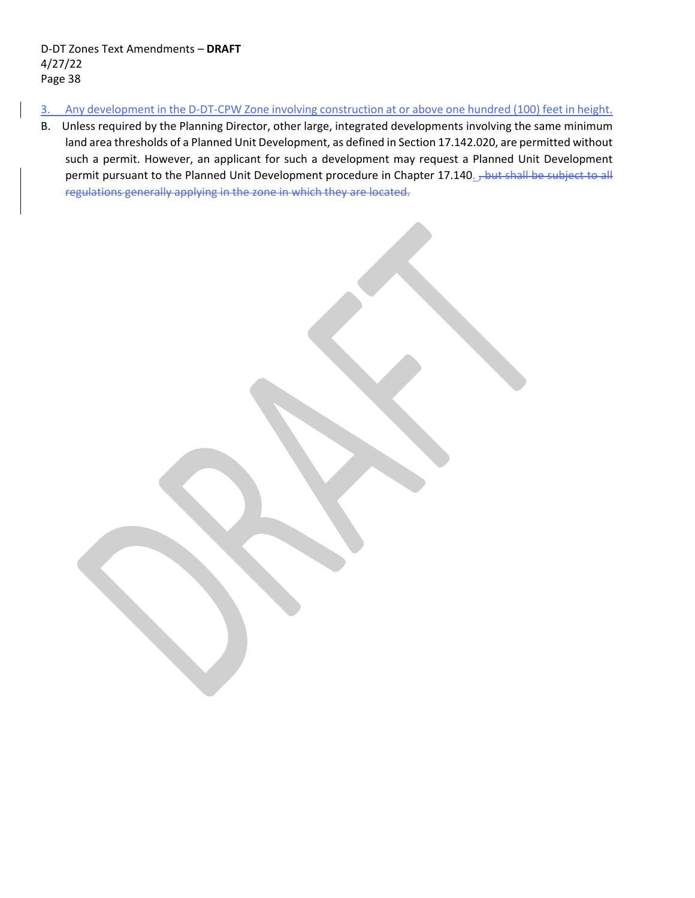3. Any development in the D-DT-CPW Zone involving construction at or above one hundred (100) feet in height.

B. Unless required by the Planning Director, other large, integrated developments involving the same minimum land area thresholds of a Planned Unit Development, as defined in Section 17.142.020, are permitted without such a permit. However, an applicant for such a development may request a Planned Unit Development permit pursuant to the Planned Unit Development procedure in Chapter 17.140. ~~, but shall be subject to all regulations generally applying in the zone in which they are located.~~